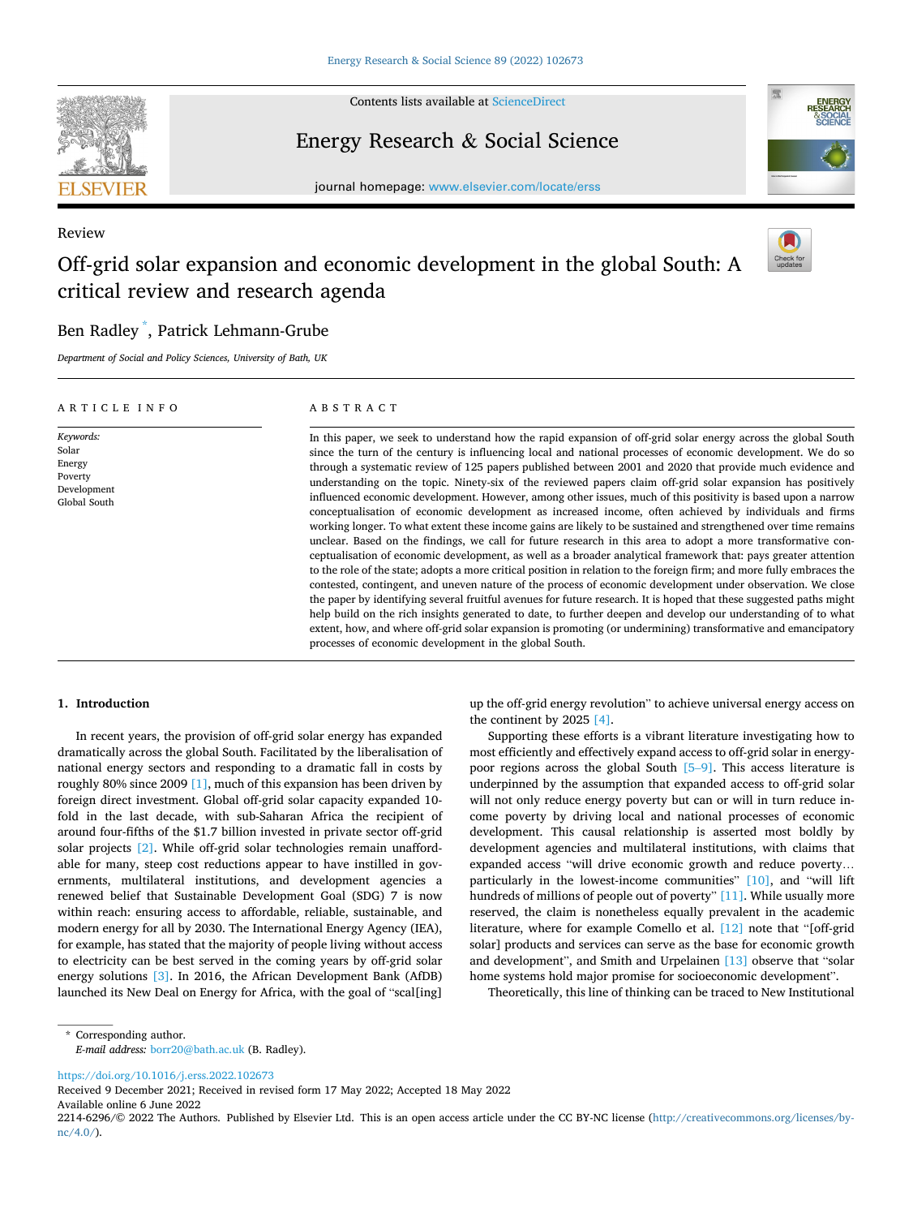Contents lists available at ScienceDirect

# Energy Research & Social Science

journal homepage: www.elsevier.com/locate/erss

Review

# Off-grid solar expansion and economic development in the global South: A critical review and research agenda

Ben Radley *, Patrick Lehmann-Grube

*Department of Social and Policy Sciences, University of Bath, UK*

## ARTICLE INFO

*Keywords:*
Solar
Energy
Poverty
Development
Global South

## ABSTRACT

In this paper, we seek to understand how the rapid expansion of off-grid solar energy across the global South since the turn of the century is influencing local and national processes of economic development. We do so through a systematic review of 125 papers published between 2001 and 2020 that provide much evidence and understanding on the topic. Ninety-six of the reviewed papers claim off-grid solar expansion has positively influenced economic development. However, among other issues, much of this positivity is based upon a narrow conceptualisation of economic development as increased income, often achieved by individuals and firms working longer. To what extent these income gains are likely to be sustained and strengthened over time remains unclear. Based on the findings, we call for future research in this area to adopt a more transformative conceptualisation of economic development, as well as a broader analytical framework that: pays greater attention to the role of the state; adopts a more critical position in relation to the foreign firm; and more fully embraces the contested, contingent, and uneven nature of the process of economic development under observation. We close the paper by identifying several fruitful avenues for future research. It is hoped that these suggested paths might help build on the rich insights generated to date, to further deepen and develop our understanding of to what extent, how, and where off-grid solar expansion is promoting (or undermining) transformative and emancipatory processes of economic development in the global South.

## 1. Introduction

In recent years, the provision of off-grid solar energy has expanded dramatically across the global South. Facilitated by the liberalisation of national energy sectors and responding to a dramatic fall in costs by roughly 80% since 2009 [1], much of this expansion has been driven by foreign direct investment. Global off-grid solar capacity expanded 10-fold in the last decade, with sub-Saharan Africa the recipient of around four-fifths of the $1.7 billion invested in private sector off-grid solar projects [2]. While off-grid solar technologies remain unaffordable for many, steep cost reductions appear to have instilled in governments, multilateral institutions, and development agencies a renewed belief that Sustainable Development Goal (SDG) 7 is now within reach: ensuring access to affordable, reliable, sustainable, and modern energy for all by 2030. The International Energy Agency (IEA), for example, has stated that the majority of people living without access to electricity can be best served in the coming years by off-grid solar energy solutions [3]. In 2016, the African Development Bank (AfDB) launched its New Deal on Energy for Africa, with the goal of "scal[ing] up the off-grid energy revolution" to achieve universal energy access on the continent by 2025 [4].

Supporting these efforts is a vibrant literature investigating how to most efficiently and effectively expand access to off-grid solar in energy-poor regions across the global South [5–9]. This access literature is underpinned by the assumption that expanded access to off-grid solar will not only reduce energy poverty but can or will in turn reduce income poverty by driving local and national processes of economic development. This causal relationship is asserted most boldly by development agencies and multilateral institutions, with claims that expanded access "will drive economic growth and reduce poverty… particularly in the lowest-income communities" [10], and "will lift hundreds of millions of people out of poverty" [11]. While usually more reserved, the claim is nonetheless equally prevalent in the academic literature, where for example Comello et al. [12] note that "[off-grid solar] products and services can serve as the base for economic growth and development", and Smith and Urpelainen [13] observe that "solar home systems hold major promise for socioeconomic development".

Theoretically, this line of thinking can be traced to New Institutional

---

* Corresponding author.
*E-mail address:* borr20@bath.ac.uk (B. Radley).

https://doi.org/10.1016/j.erss.2022.102673
Received 9 December 2021; Received in revised form 17 May 2022; Accepted 18 May 2022
Available online 6 June 2022
2214-6296/© 2022 The Authors. Published by Elsevier Ltd. This is an open access article under the CC BY-NC license (http://creativecommons.org/licenses/by-nc/4.0/).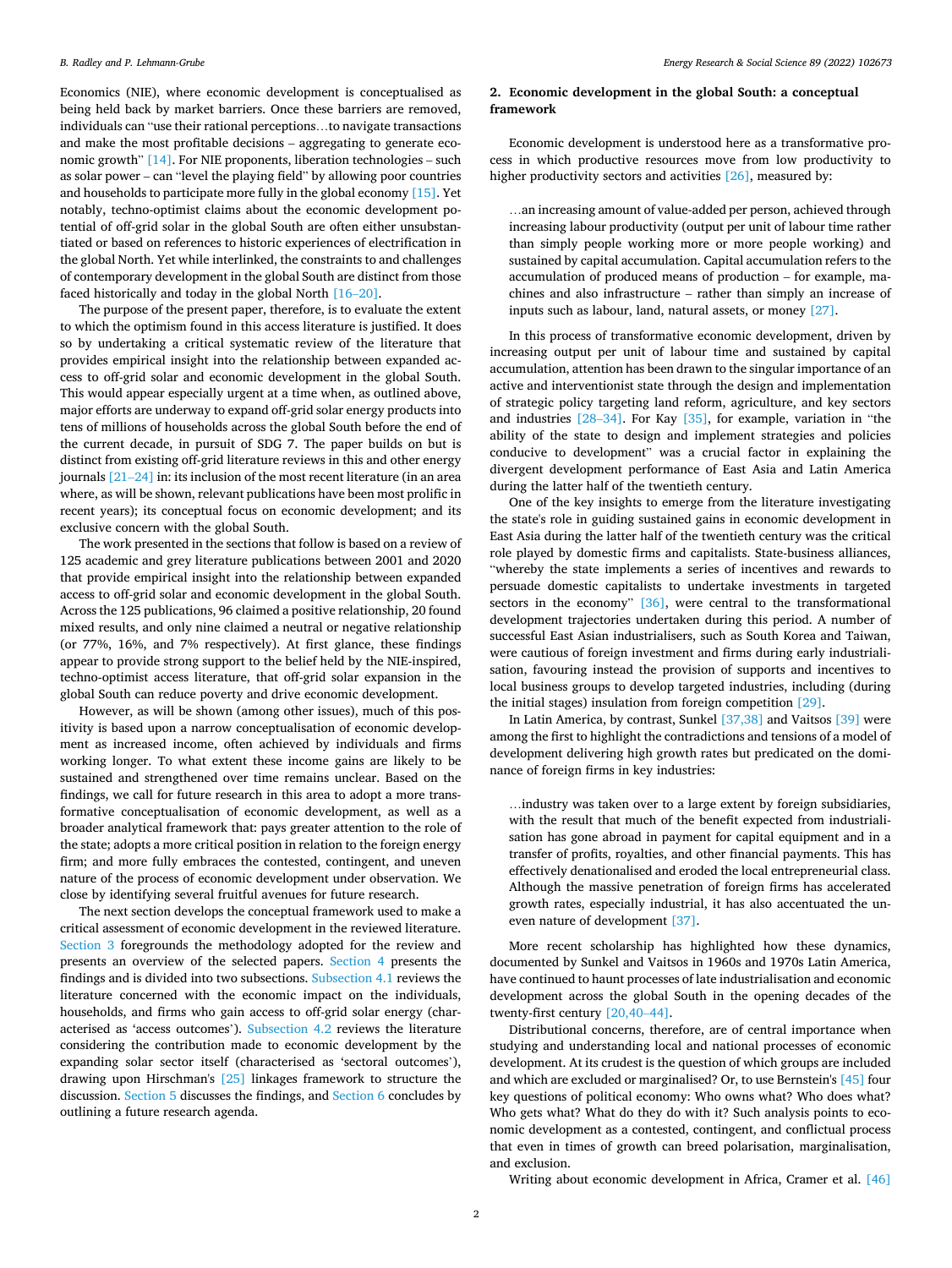Economics (NIE), where economic development is conceptualised as being held back by market barriers. Once these barriers are removed, individuals can "use their rational perceptions…to navigate transactions and make the most profitable decisions – aggregating to generate economic growth" [14]. For NIE proponents, liberation technologies – such as solar power – can "level the playing field" by allowing poor countries and households to participate more fully in the global economy [15]. Yet notably, techno-optimist claims about the economic development potential of off-grid solar in the global South are often either unsubstantiated or based on references to historic experiences of electrification in the global North. Yet while interlinked, the constraints to and challenges of contemporary development in the global South are distinct from those faced historically and today in the global North [16–20].

The purpose of the present paper, therefore, is to evaluate the extent to which the optimism found in this access literature is justified. It does so by undertaking a critical systematic review of the literature that provides empirical insight into the relationship between expanded access to off-grid solar and economic development in the global South. This would appear especially urgent at a time when, as outlined above, major efforts are underway to expand off-grid solar energy products into tens of millions of households across the global South before the end of the current decade, in pursuit of SDG 7. The paper builds on but is distinct from existing off-grid literature reviews in this and other energy journals [21–24] in: its inclusion of the most recent literature (in an area where, as will be shown, relevant publications have been most prolific in recent years); its conceptual focus on economic development; and its exclusive concern with the global South.

The work presented in the sections that follow is based on a review of 125 academic and grey literature publications between 2001 and 2020 that provide empirical insight into the relationship between expanded access to off-grid solar and economic development in the global South. Across the 125 publications, 96 claimed a positive relationship, 20 found mixed results, and only nine claimed a neutral or negative relationship (or 77%, 16%, and 7% respectively). At first glance, these findings appear to provide strong support to the belief held by the NIE-inspired, techno-optimist access literature, that off-grid solar expansion in the global South can reduce poverty and drive economic development.

However, as will be shown (among other issues), much of this positivity is based upon a narrow conceptualisation of economic development as increased income, often achieved by individuals and firms working longer. To what extent these income gains are likely to be sustained and strengthened over time remains unclear. Based on the findings, we call for future research in this area to adopt a more transformative conceptualisation of economic development, as well as a broader analytical framework that: pays greater attention to the role of the state; adopts a more critical position in relation to the foreign energy firm; and more fully embraces the contested, contingent, and uneven nature of the process of economic development under observation. We close by identifying several fruitful avenues for future research.

The next section develops the conceptual framework used to make a critical assessment of economic development in the reviewed literature. Section 3 foregrounds the methodology adopted for the review and presents an overview of the selected papers. Section 4 presents the findings and is divided into two subsections. Subsection 4.1 reviews the literature concerned with the economic impact on the individuals, households, and firms who gain access to off-grid solar energy (characterised as 'access outcomes'). Subsection 4.2 reviews the literature considering the contribution made to economic development by the expanding solar sector itself (characterised as 'sectoral outcomes'), drawing upon Hirschman's [25] linkages framework to structure the discussion. Section 5 discusses the findings, and Section 6 concludes by outlining a future research agenda.

## 2. Economic development in the global South: a conceptual framework

Economic development is understood here as a transformative process in which productive resources move from low productivity to higher productivity sectors and activities [26], measured by:

> …an increasing amount of value-added per person, achieved through increasing labour productivity (output per unit of labour time rather than simply people working more or more people working) and sustained by capital accumulation. Capital accumulation refers to the accumulation of produced means of production – for example, machines and also infrastructure – rather than simply an increase of inputs such as labour, land, natural assets, or money [27].

In this process of transformative economic development, driven by increasing output per unit of labour time and sustained by capital accumulation, attention has been drawn to the singular importance of an active and interventionist state through the design and implementation of strategic policy targeting land reform, agriculture, and key sectors and industries [28–34]. For Kay [35], for example, variation in "the ability of the state to design and implement strategies and policies conducive to development" was a crucial factor in explaining the divergent development performance of East Asia and Latin America during the latter half of the twentieth century.

One of the key insights to emerge from the literature investigating the state's role in guiding sustained gains in economic development in East Asia during the latter half of the twentieth century was the critical role played by domestic firms and capitalists. State-business alliances, "whereby the state implements a series of incentives and rewards to persuade domestic capitalists to undertake investments in targeted sectors in the economy" [36], were central to the transformational development trajectories undertaken during this period. A number of successful East Asian industrialisers, such as South Korea and Taiwan, were cautious of foreign investment and firms during early industrialisation, favouring instead the provision of supports and incentives to local business groups to develop targeted industries, including (during the initial stages) insulation from foreign competition [29].

In Latin America, by contrast, Sunkel [37,38] and Vaitsos [39] were among the first to highlight the contradictions and tensions of a model of development delivering high growth rates but predicated on the dominance of foreign firms in key industries:

> …industry was taken over to a large extent by foreign subsidiaries, with the result that much of the benefit expected from industrialisation has gone abroad in payment for capital equipment and in a transfer of profits, royalties, and other financial payments. This has effectively denationalised and eroded the local entrepreneurial class. Although the massive penetration of foreign firms has accelerated growth rates, especially industrial, it has also accentuated the uneven nature of development [37].

More recent scholarship has highlighted how these dynamics, documented by Sunkel and Vaitsos in 1960s and 1970s Latin America, have continued to haunt processes of late industrialisation and economic development across the global South in the opening decades of the twenty-first century [20,40–44].

Distributional concerns, therefore, are of central importance when studying and understanding local and national processes of economic development. At its crudest is the question of which groups are included and which are excluded or marginalised? Or, to use Bernstein's [45] four key questions of political economy: Who owns what? Who does what? Who gets what? What do they do with it? Such analysis points to economic development as a contested, contingent, and conflictual process that even in times of growth can breed polarisation, marginalisation, and exclusion.

Writing about economic development in Africa, Cramer et al. [46]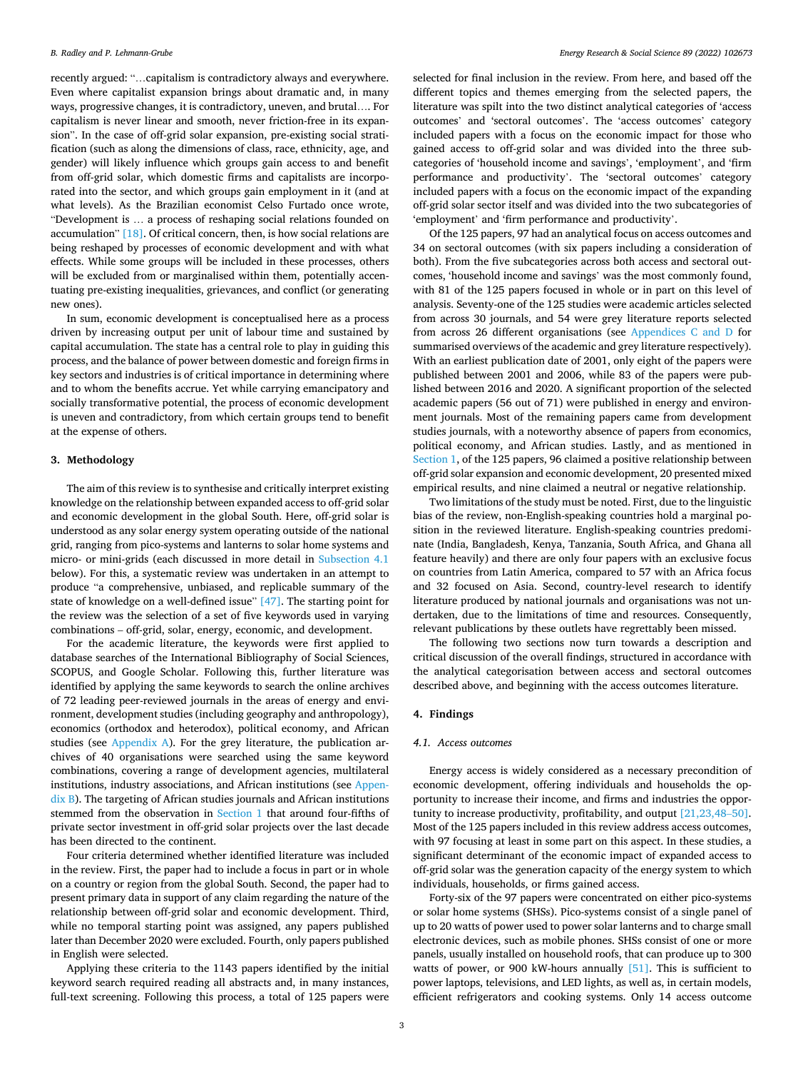recently argued: "…capitalism is contradictory always and everywhere. Even where capitalist expansion brings about dramatic and, in many ways, progressive changes, it is contradictory, uneven, and brutal…. For capitalism is never linear and smooth, never friction-free in its expansion". In the case of off-grid solar expansion, pre-existing social stratification (such as along the dimensions of class, race, ethnicity, age, and gender) will likely influence which groups gain access to and benefit from off-grid solar, which domestic firms and capitalists are incorporated into the sector, and which groups gain employment in it (and at what levels). As the Brazilian economist Celso Furtado once wrote, "Development is … a process of reshaping social relations founded on accumulation" [18]. Of critical concern, then, is how social relations are being reshaped by processes of economic development and with what effects. While some groups will be included in these processes, others will be excluded from or marginalised within them, potentially accentuating pre-existing inequalities, grievances, and conflict (or generating new ones).

In sum, economic development is conceptualised here as a process driven by increasing output per unit of labour time and sustained by capital accumulation. The state has a central role to play in guiding this process, and the balance of power between domestic and foreign firms in key sectors and industries is of critical importance in determining where and to whom the benefits accrue. Yet while carrying emancipatory and socially transformative potential, the process of economic development is uneven and contradictory, from which certain groups tend to benefit at the expense of others.

## 3. Methodology

The aim of this review is to synthesise and critically interpret existing knowledge on the relationship between expanded access to off-grid solar and economic development in the global South. Here, off-grid solar is understood as any solar energy system operating outside of the national grid, ranging from pico-systems and lanterns to solar home systems and micro- or mini-grids (each discussed in more detail in Subsection 4.1 below). For this, a systematic review was undertaken in an attempt to produce "a comprehensive, unbiased, and replicable summary of the state of knowledge on a well-defined issue" [47]. The starting point for the review was the selection of a set of five keywords used in varying combinations – off-grid, solar, energy, economic, and development.

For the academic literature, the keywords were first applied to database searches of the International Bibliography of Social Sciences, SCOPUS, and Google Scholar. Following this, further literature was identified by applying the same keywords to search the online archives of 72 leading peer-reviewed journals in the areas of energy and environment, development studies (including geography and anthropology), economics (orthodox and heterodox), political economy, and African studies (see Appendix A). For the grey literature, the publication archives of 40 organisations were searched using the same keyword combinations, covering a range of development agencies, multilateral institutions, industry associations, and African institutions (see Appendix B). The targeting of African studies journals and African institutions stemmed from the observation in Section 1 that around four-fifths of private sector investment in off-grid solar projects over the last decade has been directed to the continent.

Four criteria determined whether identified literature was included in the review. First, the paper had to include a focus in part or in whole on a country or region from the global South. Second, the paper had to present primary data in support of any claim regarding the nature of the relationship between off-grid solar and economic development. Third, while no temporal starting point was assigned, any papers published later than December 2020 were excluded. Fourth, only papers published in English were selected.

Applying these criteria to the 1143 papers identified by the initial keyword search required reading all abstracts and, in many instances, full-text screening. Following this process, a total of 125 papers were selected for final inclusion in the review. From here, and based off the different topics and themes emerging from the selected papers, the literature was spilt into the two distinct analytical categories of 'access outcomes' and 'sectoral outcomes'. The 'access outcomes' category included papers with a focus on the economic impact for those who gained access to off-grid solar and was divided into the three subcategories of 'household income and savings', 'employment', and 'firm performance and productivity'. The 'sectoral outcomes' category included papers with a focus on the economic impact of the expanding off-grid solar sector itself and was divided into the two subcategories of 'employment' and 'firm performance and productivity'.

Of the 125 papers, 97 had an analytical focus on access outcomes and 34 on sectoral outcomes (with six papers including a consideration of both). From the five subcategories across both access and sectoral outcomes, 'household income and savings' was the most commonly found, with 81 of the 125 papers focused in whole or in part on this level of analysis. Seventy-one of the 125 studies were academic articles selected from across 30 journals, and 54 were grey literature reports selected from across 26 different organisations (see Appendices C and D for summarised overviews of the academic and grey literature respectively). With an earliest publication date of 2001, only eight of the papers were published between 2001 and 2006, while 83 of the papers were published between 2016 and 2020. A significant proportion of the selected academic papers (56 out of 71) were published in energy and environment journals. Most of the remaining papers came from development studies journals, with a noteworthy absence of papers from economics, political economy, and African studies. Lastly, and as mentioned in Section 1, of the 125 papers, 96 claimed a positive relationship between off-grid solar expansion and economic development, 20 presented mixed empirical results, and nine claimed a neutral or negative relationship.

Two limitations of the study must be noted. First, due to the linguistic bias of the review, non-English-speaking countries hold a marginal position in the reviewed literature. English-speaking countries predominate (India, Bangladesh, Kenya, Tanzania, South Africa, and Ghana all feature heavily) and there are only four papers with an exclusive focus on countries from Latin America, compared to 57 with an Africa focus and 32 focused on Asia. Second, country-level research to identify literature produced by national journals and organisations was not undertaken, due to the limitations of time and resources. Consequently, relevant publications by these outlets have regrettably been missed.

The following two sections now turn towards a description and critical discussion of the overall findings, structured in accordance with the analytical categorisation between access and sectoral outcomes described above, and beginning with the access outcomes literature.

## 4. Findings

### 4.1. Access outcomes

Energy access is widely considered as a necessary precondition of economic development, offering individuals and households the opportunity to increase their income, and firms and industries the opportunity to increase productivity, profitability, and output [21,23,48–50]. Most of the 125 papers included in this review address access outcomes, with 97 focusing at least in some part on this aspect. In these studies, a significant determinant of the economic impact of expanded access to off-grid solar was the generation capacity of the energy system to which individuals, households, or firms gained access.

Forty-six of the 97 papers were concentrated on either pico-systems or solar home systems (SHSs). Pico-systems consist of a single panel of up to 20 watts of power used to power solar lanterns and to charge small electronic devices, such as mobile phones. SHSs consist of one or more panels, usually installed on household roofs, that can produce up to 300 watts of power, or 900 kW-hours annually [51]. This is sufficient to power laptops, televisions, and LED lights, as well as, in certain models, efficient refrigerators and cooking systems. Only 14 access outcome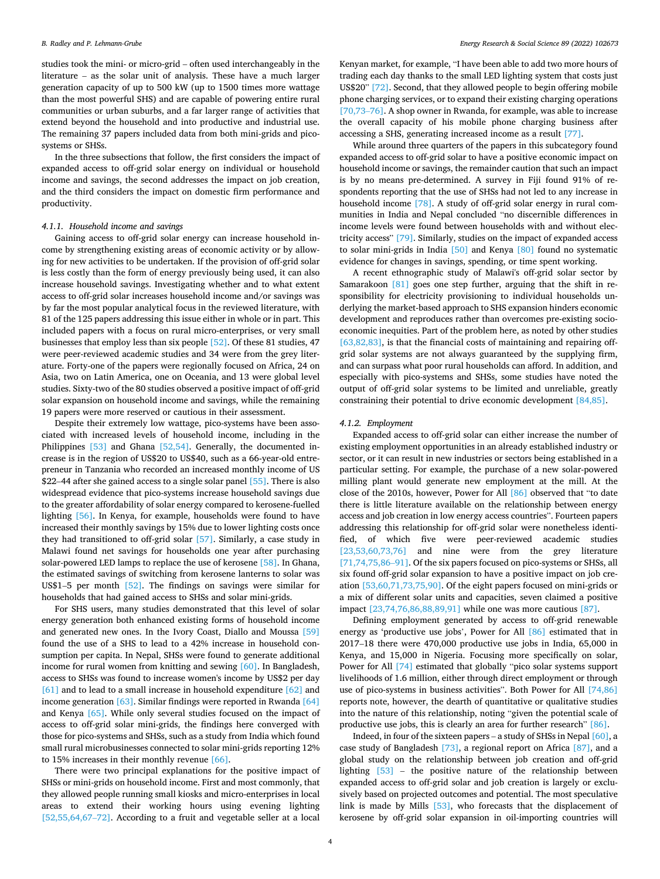studies took the mini- or micro-grid – often used interchangeably in the literature – as the solar unit of analysis. These have a much larger generation capacity of up to 500 kW (up to 1500 times more wattage than the most powerful SHS) and are capable of powering entire rural communities or urban suburbs, and a far larger range of activities that extend beyond the household and into productive and industrial use. The remaining 37 papers included data from both mini-grids and pico-systems or SHSs.

In the three subsections that follow, the first considers the impact of expanded access to off-grid solar energy on individual or household income and savings, the second addresses the impact on job creation, and the third considers the impact on domestic firm performance and productivity.

#### 4.1.1. Household income and savings

Gaining access to off-grid solar energy can increase household income by strengthening existing areas of economic activity or by allowing for new activities to be undertaken. If the provision of off-grid solar is less costly than the form of energy previously being used, it can also increase household savings. Investigating whether and to what extent access to off-grid solar increases household income and/or savings was by far the most popular analytical focus in the reviewed literature, with 81 of the 125 papers addressing this issue either in whole or in part. This included papers with a focus on rural micro-enterprises, or very small businesses that employ less than six people [52]. Of these 81 studies, 47 were peer-reviewed academic studies and 34 were from the grey literature. Forty-one of the papers were regionally focused on Africa, 24 on Asia, two on Latin America, one on Oceania, and 13 were global level studies. Sixty-two of the 80 studies observed a positive impact of off-grid solar expansion on household income and savings, while the remaining 19 papers were more reserved or cautious in their assessment.

Despite their extremely low wattage, pico-systems have been associated with increased levels of household income, including in the Philippines [53] and Ghana [52,54]. Generally, the documented increase is in the region of US$20 to US$40, such as a 66-year-old entrepreneur in Tanzania who recorded an increased monthly income of US $22–44 after she gained access to a single solar panel [55]. There is also widespread evidence that pico-systems increase household savings due to the greater affordability of solar energy compared to kerosene-fuelled lighting [56]. In Kenya, for example, households were found to have increased their monthly savings by 15% due to lower lighting costs once they had transitioned to off-grid solar [57]. Similarly, a case study in Malawi found net savings for households one year after purchasing solar-powered LED lamps to replace the use of kerosene [58]. In Ghana, the estimated savings of switching from kerosene lanterns to solar was US$1–5 per month [52]. The findings on savings were similar for households that had gained access to SHSs and solar mini-grids.

For SHS users, many studies demonstrated that this level of solar energy generation both enhanced existing forms of household income and generated new ones. In the Ivory Coast, Diallo and Moussa [59] found the use of a SHS to lead to a 42% increase in household consumption per capita. In Nepal, SHSs were found to generate additional income for rural women from knitting and sewing [60]. In Bangladesh, access to SHSs was found to increase women's income by US$2 per day [61] and to lead to a small increase in household expenditure [62] and income generation [63]. Similar findings were reported in Rwanda [64] and Kenya [65]. While only several studies focused on the impact of access to off-grid solar mini-grids, the findings here converged with those for pico-systems and SHSs, such as a study from India which found small rural microbusinesses connected to solar mini-grids reporting 12% to 15% increases in their monthly revenue [66].

There were two principal explanations for the positive impact of SHSs or mini-grids on household income. First and most commonly, that they allowed people running small kiosks and micro-enterprises in local areas to extend their working hours using evening lighting [52,55,64,67–72]. According to a fruit and vegetable seller at a local Kenyan market, for example, "I have been able to add two more hours of trading each day thanks to the small LED lighting system that costs just US$20" [72]. Second, that they allowed people to begin offering mobile phone charging services, or to expand their existing charging operations [70,73–76]. A shop owner in Rwanda, for example, was able to increase the overall capacity of his mobile phone charging business after accessing a SHS, generating increased income as a result [77].

While around three quarters of the papers in this subcategory found expanded access to off-grid solar to have a positive economic impact on household income or savings, the remainder caution that such an impact is by no means pre-determined. A survey in Fiji found 91% of respondents reporting that the use of SHSs had not led to any increase in household income [78]. A study of off-grid solar energy in rural communities in India and Nepal concluded "no discernible differences in income levels were found between households with and without electricity access" [79]. Similarly, studies on the impact of expanded access to solar mini-grids in India [50] and Kenya [80] found no systematic evidence for changes in savings, spending, or time spent working.

A recent ethnographic study of Malawi's off-grid solar sector by Samarakoon [81] goes one step further, arguing that the shift in responsibility for electricity provisioning to individual households underlying the market-based approach to SHS expansion hinders economic development and reproduces rather than overcomes pre-existing socio-economic inequities. Part of the problem here, as noted by other studies [63,82,83], is that the financial costs of maintaining and repairing off-grid solar systems are not always guaranteed by the supplying firm, and can surpass what poor rural households can afford. In addition, and especially with pico-systems and SHSs, some studies have noted the output of off-grid solar systems to be limited and unreliable, greatly constraining their potential to drive economic development [84,85].

#### 4.1.2. Employment

Expanded access to off-grid solar can either increase the number of existing employment opportunities in an already established industry or sector, or it can result in new industries or sectors being established in a particular setting. For example, the purchase of a new solar-powered milling plant would generate new employment at the mill. At the close of the 2010s, however, Power for All [86] observed that "to date there is little literature available on the relationship between energy access and job creation in low energy access countries". Fourteen papers addressing this relationship for off-grid solar were nonetheless identified, of which five were peer-reviewed academic studies [23,53,60,73,76] and nine were from the grey literature [71,74,75,86–91]. Of the six papers focused on pico-systems or SHSs, all six found off-grid solar expansion to have a positive impact on job creation [53,60,71,73,75,90]. Of the eight papers focused on mini-grids or a mix of different solar units and capacities, seven claimed a positive impact [23,74,76,86,88,89,91] while one was more cautious [87].

Defining employment generated by access to off-grid renewable energy as 'productive use jobs', Power for All [86] estimated that in 2017–18 there were 470,000 productive use jobs in India, 65,000 in Kenya, and 15,000 in Nigeria. Focusing more specifically on solar, Power for All [74] estimated that globally "pico solar systems support livelihoods of 1.6 million, either through direct employment or through use of pico-systems in business activities". Both Power for All [74,86] reports note, however, the dearth of quantitative or qualitative studies into the nature of this relationship, noting "given the potential scale of productive use jobs, this is clearly an area for further research" [86].

Indeed, in four of the sixteen papers – a study of SHSs in Nepal [60], a case study of Bangladesh [73], a regional report on Africa [87], and a global study on the relationship between job creation and off-grid lighting [53] – the positive nature of the relationship between expanded access to off-grid solar and job creation is largely or exclusively based on projected outcomes and potential. The most speculative link is made by Mills [53], who forecasts that the displacement of kerosene by off-grid solar expansion in oil-importing countries will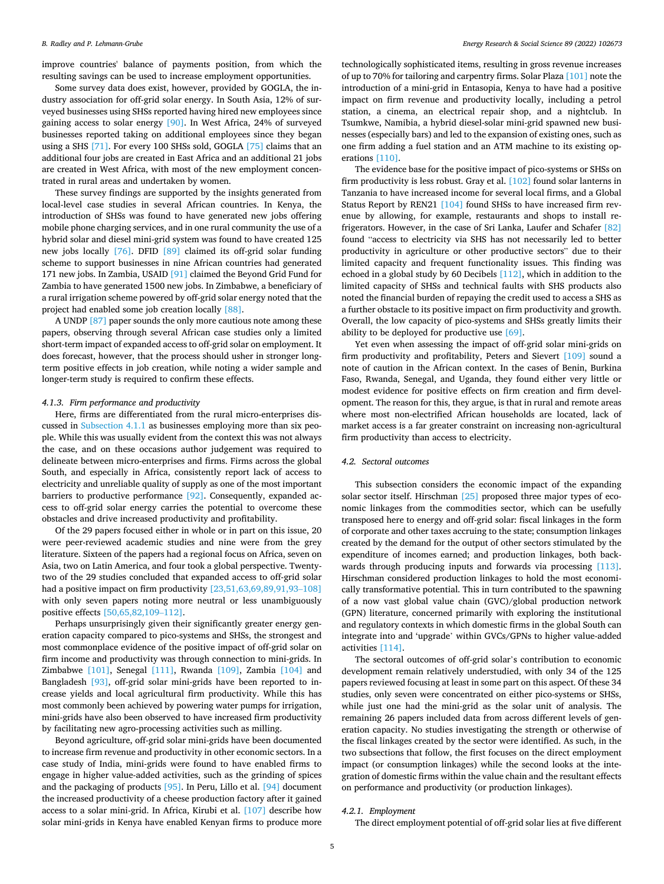improve countries' balance of payments position, from which the resulting savings can be used to increase employment opportunities.

Some survey data does exist, however, provided by GOGLA, the industry association for off-grid solar energy. In South Asia, 12% of surveyed businesses using SHSs reported having hired new employees since gaining access to solar energy [90]. In West Africa, 24% of surveyed businesses reported taking on additional employees since they began using a SHS [71]. For every 100 SHSs sold, GOGLA [75] claims that an additional four jobs are created in East Africa and an additional 21 jobs are created in West Africa, with most of the new employment concentrated in rural areas and undertaken by women.

These survey findings are supported by the insights generated from local-level case studies in several African countries. In Kenya, the introduction of SHSs was found to have generated new jobs offering mobile phone charging services, and in one rural community the use of a hybrid solar and diesel mini-grid system was found to have created 125 new jobs locally [76]. DFID [89] claimed its off-grid solar funding scheme to support businesses in nine African countries had generated 171 new jobs. In Zambia, USAID [91] claimed the Beyond Grid Fund for Zambia to have generated 1500 new jobs. In Zimbabwe, a beneficiary of a rural irrigation scheme powered by off-grid solar energy noted that the project had enabled some job creation locally [88].

A UNDP [87] paper sounds the only more cautious note among these papers, observing through several African case studies only a limited short-term impact of expanded access to off-grid solar on employment. It does forecast, however, that the process should usher in stronger long-term positive effects in job creation, while noting a wider sample and longer-term study is required to confirm these effects.

#### 4.1.3. Firm performance and productivity

Here, firms are differentiated from the rural micro-enterprises discussed in Subsection 4.1.1 as businesses employing more than six people. While this was usually evident from the context this was not always the case, and on these occasions author judgement was required to delineate between micro-enterprises and firms. Firms across the global South, and especially in Africa, consistently report lack of access to electricity and unreliable quality of supply as one of the most important barriers to productive performance [92]. Consequently, expanded access to off-grid solar energy carries the potential to overcome these obstacles and drive increased productivity and profitability.

Of the 29 papers focused either in whole or in part on this issue, 20 were peer-reviewed academic studies and nine were from the grey literature. Sixteen of the papers had a regional focus on Africa, seven on Asia, two on Latin America, and four took a global perspective. Twenty-two of the 29 studies concluded that expanded access to off-grid solar had a positive impact on firm productivity [23,51,63,69,89,91,93–108] with only seven papers noting more neutral or less unambiguously positive effects [50,65,82,109–112].

Perhaps unsurprisingly given their significantly greater energy generation capacity compared to pico-systems and SHSs, the strongest and most commonplace evidence of the positive impact of off-grid solar on firm income and productivity was through connection to mini-grids. In Zimbabwe [101], Senegal [111], Rwanda [109], Zambia [104] and Bangladesh [93], off-grid solar mini-grids have been reported to increase yields and local agricultural firm productivity. While this has most commonly been achieved by powering water pumps for irrigation, mini-grids have also been observed to have increased firm productivity by facilitating new agro-processing activities such as milling.

Beyond agriculture, off-grid solar mini-grids have been documented to increase firm revenue and productivity in other economic sectors. In a case study of India, mini-grids were found to have enabled firms to engage in higher value-added activities, such as the grinding of spices and the packaging of products [95]. In Peru, Lillo et al. [94] document the increased productivity of a cheese production factory after it gained access to a solar mini-grid. In Africa, Kirubi et al. [107] describe how solar mini-grids in Kenya have enabled Kenyan firms to produce more technologically sophisticated items, resulting in gross revenue increases of up to 70% for tailoring and carpentry firms. Solar Plaza [101] note the introduction of a mini-grid in Entasopia, Kenya to have had a positive impact on firm revenue and productivity locally, including a petrol station, a cinema, an electrical repair shop, and a nightclub. In Tsumkwe, Namibia, a hybrid diesel-solar mini-grid spawned new businesses (especially bars) and led to the expansion of existing ones, such as one firm adding a fuel station and an ATM machine to its existing operations [110].

The evidence base for the positive impact of pico-systems or SHSs on firm productivity is less robust. Gray et al. [102] found solar lanterns in Tanzania to have increased income for several local firms, and a Global Status Report by REN21 [104] found SHSs to have increased firm revenue by allowing, for example, restaurants and shops to install refrigerators. However, in the case of Sri Lanka, Laufer and Schafer [82] found "access to electricity via SHS has not necessarily led to better productivity in agriculture or other productive sectors" due to their limited capacity and frequent functionality issues. This finding was echoed in a global study by 60 Decibels [112], which in addition to the limited capacity of SHSs and technical faults with SHS products also noted the financial burden of repaying the credit used to access a SHS as a further obstacle to its positive impact on firm productivity and growth. Overall, the low capacity of pico-systems and SHSs greatly limits their ability to be deployed for productive use [69].

Yet even when assessing the impact of off-grid solar mini-grids on firm productivity and profitability, Peters and Sievert [109] sound a note of caution in the African context. In the cases of Benin, Burkina Faso, Rwanda, Senegal, and Uganda, they found either very little or modest evidence for positive effects on firm creation and firm development. The reason for this, they argue, is that in rural and remote areas where most non-electrified African households are located, lack of market access is a far greater constraint on increasing non-agricultural firm productivity than access to electricity.

### 4.2. Sectoral outcomes

This subsection considers the economic impact of the expanding solar sector itself. Hirschman [25] proposed three major types of economic linkages from the commodities sector, which can be usefully transposed here to energy and off-grid solar: fiscal linkages in the form of corporate and other taxes accruing to the state; consumption linkages created by the demand for the output of other sectors stimulated by the expenditure of incomes earned; and production linkages, both backwards through producing inputs and forwards via processing [113]. Hirschman considered production linkages to hold the most economically transformative potential. This in turn contributed to the spawning of a now vast global value chain (GVC)/global production network (GPN) literature, concerned primarily with exploring the institutional and regulatory contexts in which domestic firms in the global South can integrate into and 'upgrade' within GVCs/GPNs to higher value-added activities [114].

The sectoral outcomes of off-grid solar's contribution to economic development remain relatively understudied, with only 34 of the 125 papers reviewed focusing at least in some part on this aspect. Of these 34 studies, only seven were concentrated on either pico-systems or SHSs, while just one had the mini-grid as the solar unit of analysis. The remaining 26 papers included data from across different levels of generation capacity. No studies investigating the strength or otherwise of the fiscal linkages created by the sector were identified. As such, in the two subsections that follow, the first focuses on the direct employment impact (or consumption linkages) while the second looks at the integration of domestic firms within the value chain and the resultant effects on performance and productivity (or production linkages).

#### 4.2.1. Employment

The direct employment potential of off-grid solar lies at five different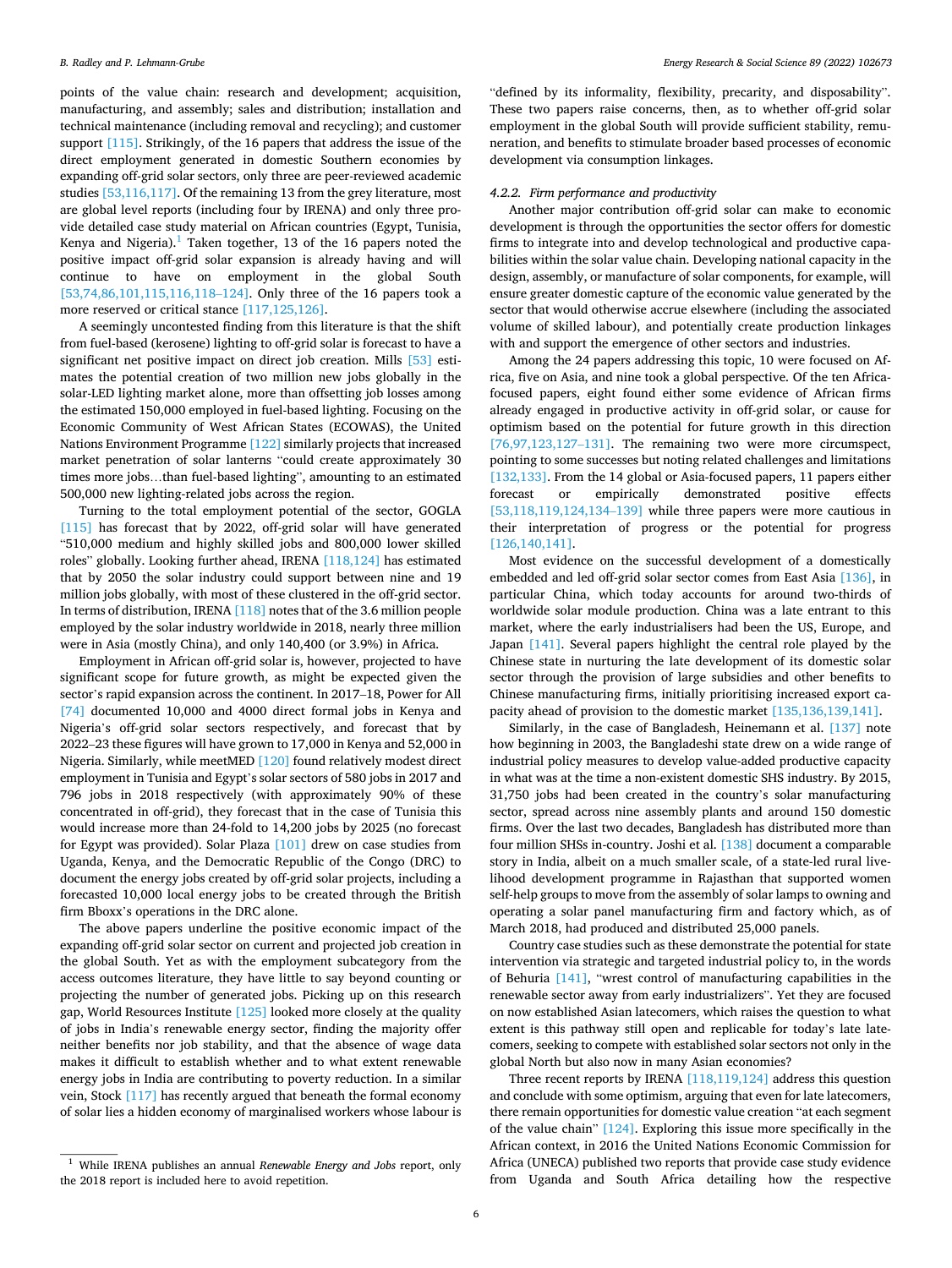points of the value chain: research and development; acquisition, manufacturing, and assembly; sales and distribution; installation and technical maintenance (including removal and recycling); and customer support [115]. Strikingly, of the 16 papers that address the issue of the direct employment generated in domestic Southern economies by expanding off-grid solar sectors, only three are peer-reviewed academic studies [53,116,117]. Of the remaining 13 from the grey literature, most are global level reports (including four by IRENA) and only three provide detailed case study material on African countries (Egypt, Tunisia, Kenya and Nigeria).[1] Taken together, 13 of the 16 papers noted the positive impact off-grid solar expansion is already having and will continue to have on employment in the global South [53,74,86,101,115,116,118–124]. Only three of the 16 papers took a more reserved or critical stance [117,125,126].

A seemingly uncontested finding from this literature is that the shift from fuel-based (kerosene) lighting to off-grid solar is forecast to have a significant net positive impact on direct job creation. Mills [53] estimates the potential creation of two million new jobs globally in the solar-LED lighting market alone, more than offsetting job losses among the estimated 150,000 employed in fuel-based lighting. Focusing on the Economic Community of West African States (ECOWAS), the United Nations Environment Programme [122] similarly projects that increased market penetration of solar lanterns "could create approximately 30 times more jobs…than fuel-based lighting", amounting to an estimated 500,000 new lighting-related jobs across the region.

Turning to the total employment potential of the sector, GOGLA [115] has forecast that by 2022, off-grid solar will have generated "510,000 medium and highly skilled jobs and 800,000 lower skilled roles" globally. Looking further ahead, IRENA [118,124] has estimated that by 2050 the solar industry could support between nine and 19 million jobs globally, with most of these clustered in the off-grid sector. In terms of distribution, IRENA [118] notes that of the 3.6 million people employed by the solar industry worldwide in 2018, nearly three million were in Asia (mostly China), and only 140,400 (or 3.9%) in Africa.

Employment in African off-grid solar is, however, projected to have significant scope for future growth, as might be expected given the sector's rapid expansion across the continent. In 2017–18, Power for All [74] documented 10,000 and 4000 direct formal jobs in Kenya and Nigeria's off-grid solar sectors respectively, and forecast that by 2022–23 these figures will have grown to 17,000 in Kenya and 52,000 in Nigeria. Similarly, while meetMED [120] found relatively modest direct employment in Tunisia and Egypt's solar sectors of 580 jobs in 2017 and 796 jobs in 2018 respectively (with approximately 90% of these concentrated in off-grid), they forecast that in the case of Tunisia this would increase more than 24-fold to 14,200 jobs by 2025 (no forecast for Egypt was provided). Solar Plaza [101] drew on case studies from Uganda, Kenya, and the Democratic Republic of the Congo (DRC) to document the energy jobs created by off-grid solar projects, including a forecasted 10,000 local energy jobs to be created through the British firm Bboxx's operations in the DRC alone.

The above papers underline the positive economic impact of the expanding off-grid solar sector on current and projected job creation in the global South. Yet as with the employment subcategory from the access outcomes literature, they have little to say beyond counting or projecting the number of generated jobs. Picking up on this research gap, World Resources Institute [125] looked more closely at the quality of jobs in India's renewable energy sector, finding the majority offer neither benefits nor job stability, and that the absence of wage data makes it difficult to establish whether and to what extent renewable energy jobs in India are contributing to poverty reduction. In a similar vein, Stock [117] has recently argued that beneath the formal economy of solar lies a hidden economy of marginalised workers whose labour is "defined by its informality, flexibility, precarity, and disposability". These two papers raise concerns, then, as to whether off-grid solar employment in the global South will provide sufficient stability, remuneration, and benefits to stimulate broader based processes of economic development via consumption linkages.

#### 4.2.2. Firm performance and productivity

Another major contribution off-grid solar can make to economic development is through the opportunities the sector offers for domestic firms to integrate into and develop technological and productive capabilities within the solar value chain. Developing national capacity in the design, assembly, or manufacture of solar components, for example, will ensure greater domestic capture of the economic value generated by the sector that would otherwise accrue elsewhere (including the associated volume of skilled labour), and potentially create production linkages with and support the emergence of other sectors and industries.

Among the 24 papers addressing this topic, 10 were focused on Africa, five on Asia, and nine took a global perspective. Of the ten Africa-focused papers, eight found either some evidence of African firms already engaged in productive activity in off-grid solar, or cause for optimism based on the potential for future growth in this direction [76,97,123,127–131]. The remaining two were more circumspect, pointing to some successes but noting related challenges and limitations [132,133]. From the 14 global or Asia-focused papers, 11 papers either forecast or empirically demonstrated positive effects [53,118,119,124,134–139] while three papers were more cautious in their interpretation of progress or the potential for progress [126,140,141].

Most evidence on the successful development of a domestically embedded and led off-grid solar sector comes from East Asia [136], in particular China, which today accounts for around two-thirds of worldwide solar module production. China was a late entrant to this market, where the early industrialisers had been the US, Europe, and Japan [141]. Several papers highlight the central role played by the Chinese state in nurturing the late development of its domestic solar sector through the provision of large subsidies and other benefits to Chinese manufacturing firms, initially prioritising increased export capacity ahead of provision to the domestic market [135,136,139,141].

Similarly, in the case of Bangladesh, Heinemann et al. [137] note how beginning in 2003, the Bangladeshi state drew on a wide range of industrial policy measures to develop value-added productive capacity in what was at the time a non-existent domestic SHS industry. By 2015, 31,750 jobs had been created in the country's solar manufacturing sector, spread across nine assembly plants and around 150 domestic firms. Over the last two decades, Bangladesh has distributed more than four million SHSs in-country. Joshi et al. [138] document a comparable story in India, albeit on a much smaller scale, of a state-led rural livelihood development programme in Rajasthan that supported women self-help groups to move from the assembly of solar lamps to owning and operating a solar panel manufacturing firm and factory which, as of March 2018, had produced and distributed 25,000 panels.

Country case studies such as these demonstrate the potential for state intervention via strategic and targeted industrial policy to, in the words of Behuria [141], "wrest control of manufacturing capabilities in the renewable sector away from early industrializers". Yet they are focused on now established Asian latecomers, which raises the question to what extent is this pathway still open and replicable for today's late latecomers, seeking to compete with established solar sectors not only in the global North but also now in many Asian economies?

Three recent reports by IRENA [118,119,124] address this question and conclude with some optimism, arguing that even for late latecomers, there remain opportunities for domestic value creation "at each segment of the value chain" [124]. Exploring this issue more specifically in the African context, in 2016 the United Nations Economic Commission for Africa (UNECA) published two reports that provide case study evidence from Uganda and South Africa detailing how the respective

[1] While IRENA publishes an annual *Renewable Energy and Jobs* report, only the 2018 report is included here to avoid repetition.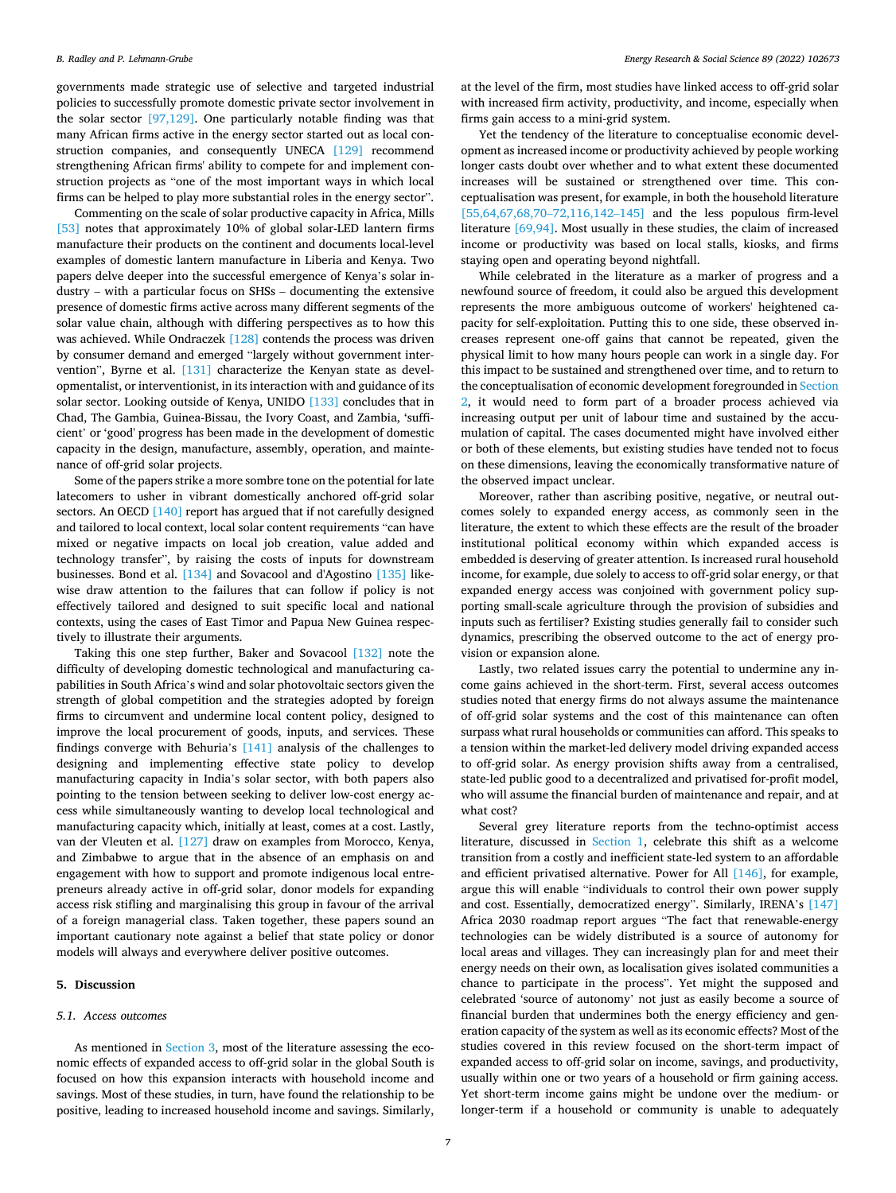governments made strategic use of selective and targeted industrial policies to successfully promote domestic private sector involvement in the solar sector [97,129]. One particularly notable finding was that many African firms active in the energy sector started out as local construction companies, and consequently UNECA [129] recommend strengthening African firms' ability to compete for and implement construction projects as "one of the most important ways in which local firms can be helped to play more substantial roles in the energy sector".

Commenting on the scale of solar productive capacity in Africa, Mills [53] notes that approximately 10% of global solar-LED lantern firms manufacture their products on the continent and documents local-level examples of domestic lantern manufacture in Liberia and Kenya. Two papers delve deeper into the successful emergence of Kenya's solar industry – with a particular focus on SHSs – documenting the extensive presence of domestic firms active across many different segments of the solar value chain, although with differing perspectives as to how this was achieved. While Ondraczek [128] contends the process was driven by consumer demand and emerged "largely without government intervention", Byrne et al. [131] characterize the Kenyan state as developmentalist, or interventionist, in its interaction with and guidance of its solar sector. Looking outside of Kenya, UNIDO [133] concludes that in Chad, The Gambia, Guinea-Bissau, the Ivory Coast, and Zambia, 'sufficient' or 'good' progress has been made in the development of domestic capacity in the design, manufacture, assembly, operation, and maintenance of off-grid solar projects.

Some of the papers strike a more sombre tone on the potential for late latecomers to usher in vibrant domestically anchored off-grid solar sectors. An OECD [140] report has argued that if not carefully designed and tailored to local context, local solar content requirements "can have mixed or negative impacts on local job creation, value added and technology transfer", by raising the costs of inputs for downstream businesses. Bond et al. [134] and Sovacool and d'Agostino [135] likewise draw attention to the failures that can follow if policy is not effectively tailored and designed to suit specific local and national contexts, using the cases of East Timor and Papua New Guinea respectively to illustrate their arguments.

Taking this one step further, Baker and Sovacool [132] note the difficulty of developing domestic technological and manufacturing capabilities in South Africa's wind and solar photovoltaic sectors given the strength of global competition and the strategies adopted by foreign firms to circumvent and undermine local content policy, designed to improve the local procurement of goods, inputs, and services. These findings converge with Behuria's [141] analysis of the challenges to designing and implementing effective state policy to develop manufacturing capacity in India's solar sector, with both papers also pointing to the tension between seeking to deliver low-cost energy access while simultaneously wanting to develop local technological and manufacturing capacity which, initially at least, comes at a cost. Lastly, van der Vleuten et al. [127] draw on examples from Morocco, Kenya, and Zimbabwe to argue that in the absence of an emphasis on and engagement with how to support and promote indigenous local entrepreneurs already active in off-grid solar, donor models for expanding access risk stifling and marginalising this group in favour of the arrival of a foreign managerial class. Taken together, these papers sound an important cautionary note against a belief that state policy or donor models will always and everywhere deliver positive outcomes.

## 5. Discussion

### 5.1. Access outcomes

As mentioned in Section 3, most of the literature assessing the economic effects of expanded access to off-grid solar in the global South is focused on how this expansion interacts with household income and savings. Most of these studies, in turn, have found the relationship to be positive, leading to increased household income and savings. Similarly, at the level of the firm, most studies have linked access to off-grid solar with increased firm activity, productivity, and income, especially when firms gain access to a mini-grid system.

Yet the tendency of the literature to conceptualise economic development as increased income or productivity achieved by people working longer casts doubt over whether and to what extent these documented increases will be sustained or strengthened over time. This conceptualisation was present, for example, in both the household literature [55,64,67,68,70–72,116,142–145] and the less populous firm-level literature [69,94]. Most usually in these studies, the claim of increased income or productivity was based on local stalls, kiosks, and firms staying open and operating beyond nightfall.

While celebrated in the literature as a marker of progress and a newfound source of freedom, it could also be argued this development represents the more ambiguous outcome of workers' heightened capacity for self-exploitation. Putting this to one side, these observed increases represent one-off gains that cannot be repeated, given the physical limit to how many hours people can work in a single day. For this impact to be sustained and strengthened over time, and to return to the conceptualisation of economic development foregrounded in Section 2, it would need to form part of a broader process achieved via increasing output per unit of labour time and sustained by the accumulation of capital. The cases documented might have involved either or both of these elements, but existing studies have tended not to focus on these dimensions, leaving the economically transformative nature of the observed impact unclear.

Moreover, rather than ascribing positive, negative, or neutral outcomes solely to expanded energy access, as commonly seen in the literature, the extent to which these effects are the result of the broader institutional political economy within which expanded access is embedded is deserving of greater attention. Is increased rural household income, for example, due solely to access to off-grid solar energy, or that expanded energy access was conjoined with government policy supporting small-scale agriculture through the provision of subsidies and inputs such as fertiliser? Existing studies generally fail to consider such dynamics, prescribing the observed outcome to the act of energy provision or expansion alone.

Lastly, two related issues carry the potential to undermine any income gains achieved in the short-term. First, several access outcomes studies noted that energy firms do not always assume the maintenance of off-grid solar systems and the cost of this maintenance can often surpass what rural households or communities can afford. This speaks to a tension within the market-led delivery model driving expanded access to off-grid solar. As energy provision shifts away from a centralised, state-led public good to a decentralized and privatised for-profit model, who will assume the financial burden of maintenance and repair, and at what cost?

Several grey literature reports from the techno-optimist access literature, discussed in Section 1, celebrate this shift as a welcome transition from a costly and inefficient state-led system to an affordable and efficient privatised alternative. Power for All [146], for example, argue this will enable "individuals to control their own power supply and cost. Essentially, democratized energy". Similarly, IRENA's [147] Africa 2030 roadmap report argues "The fact that renewable-energy technologies can be widely distributed is a source of autonomy for local areas and villages. They can increasingly plan for and meet their energy needs on their own, as localisation gives isolated communities a chance to participate in the process". Yet might the supposed and celebrated 'source of autonomy' not just as easily become a source of financial burden that undermines both the energy efficiency and generation capacity of the system as well as its economic effects? Most of the studies covered in this review focused on the short-term impact of expanded access to off-grid solar on income, savings, and productivity, usually within one or two years of a household or firm gaining access. Yet short-term income gains might be undone over the medium- or longer-term if a household or community is unable to adequately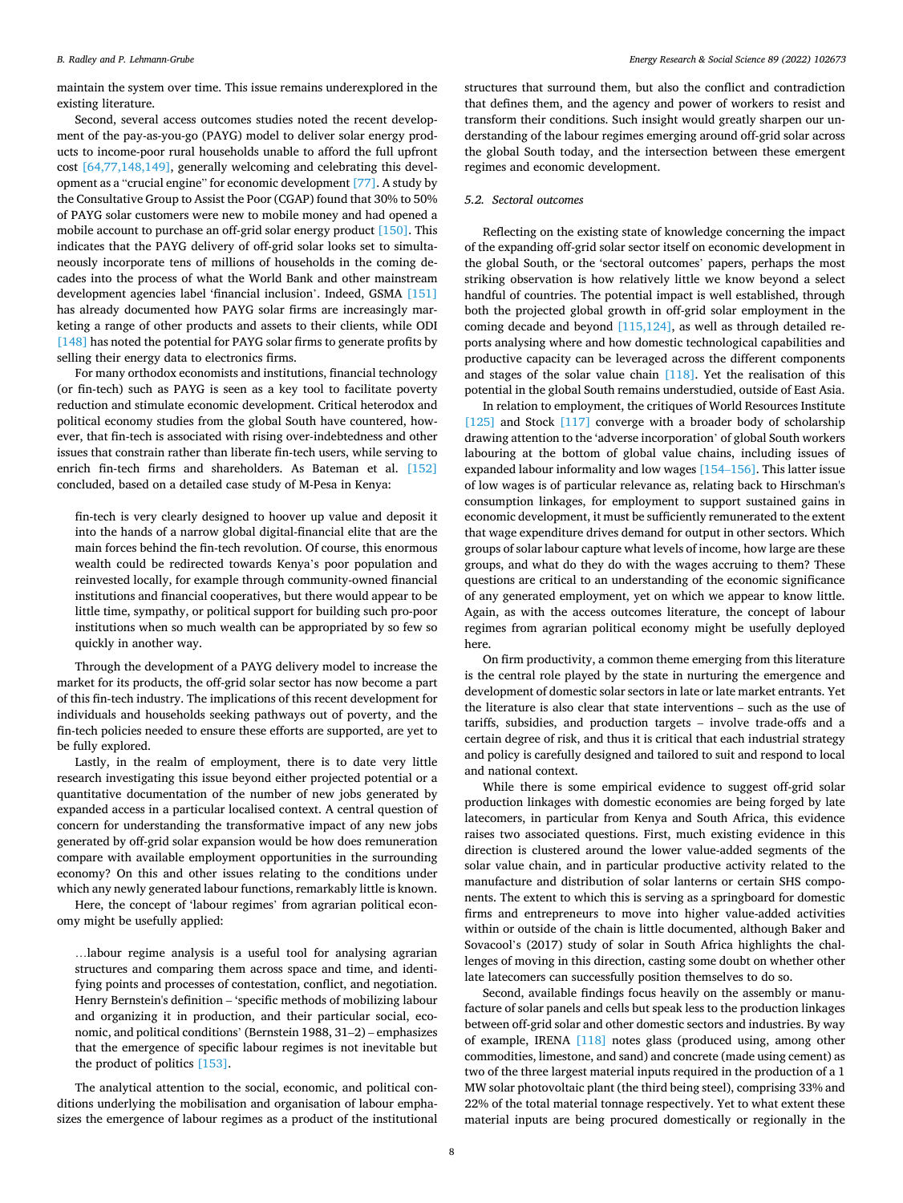maintain the system over time. This issue remains underexplored in the existing literature.

Second, several access outcomes studies noted the recent development of the pay-as-you-go (PAYG) model to deliver solar energy products to income-poor rural households unable to afford the full upfront cost [64,77,148,149], generally welcoming and celebrating this development as a "crucial engine" for economic development [77]. A study by the Consultative Group to Assist the Poor (CGAP) found that 30% to 50% of PAYG solar customers were new to mobile money and had opened a mobile account to purchase an off-grid solar energy product [150]. This indicates that the PAYG delivery of off-grid solar looks set to simultaneously incorporate tens of millions of households in the coming decades into the process of what the World Bank and other mainstream development agencies label 'financial inclusion'. Indeed, GSMA [151] has already documented how PAYG solar firms are increasingly marketing a range of other products and assets to their clients, while ODI [148] has noted the potential for PAYG solar firms to generate profits by selling their energy data to electronics firms.

For many orthodox economists and institutions, financial technology (or fin-tech) such as PAYG is seen as a key tool to facilitate poverty reduction and stimulate economic development. Critical heterodox and political economy studies from the global South have countered, however, that fin-tech is associated with rising over-indebtedness and other issues that constrain rather than liberate fin-tech users, while serving to enrich fin-tech firms and shareholders. As Bateman et al. [152] concluded, based on a detailed case study of M-Pesa in Kenya:

> fin-tech is very clearly designed to hoover up value and deposit it into the hands of a narrow global digital-financial elite that are the main forces behind the fin-tech revolution. Of course, this enormous wealth could be redirected towards Kenya's poor population and reinvested locally, for example through community-owned financial institutions and financial cooperatives, but there would appear to be little time, sympathy, or political support for building such pro-poor institutions when so much wealth can be appropriated by so few so quickly in another way.

Through the development of a PAYG delivery model to increase the market for its products, the off-grid solar sector has now become a part of this fin-tech industry. The implications of this recent development for individuals and households seeking pathways out of poverty, and the fin-tech policies needed to ensure these efforts are supported, are yet to be fully explored.

Lastly, in the realm of employment, there is to date very little research investigating this issue beyond either projected potential or a quantitative documentation of the number of new jobs generated by expanded access in a particular localised context. A central question of concern for understanding the transformative impact of any new jobs generated by off-grid solar expansion would be how does remuneration compare with available employment opportunities in the surrounding economy? On this and other issues relating to the conditions under which any newly generated labour functions, remarkably little is known.

Here, the concept of 'labour regimes' from agrarian political economy might be usefully applied:

> …labour regime analysis is a useful tool for analysing agrarian structures and comparing them across space and time, and identifying points and processes of contestation, conflict, and negotiation. Henry Bernstein's definition – 'specific methods of mobilizing labour and organizing it in production, and their particular social, economic, and political conditions' (Bernstein 1988, 31–2) – emphasizes that the emergence of specific labour regimes is not inevitable but the product of politics [153].

The analytical attention to the social, economic, and political conditions underlying the mobilisation and organisation of labour emphasizes the emergence of labour regimes as a product of the institutional structures that surround them, but also the conflict and contradiction that defines them, and the agency and power of workers to resist and transform their conditions. Such insight would greatly sharpen our understanding of the labour regimes emerging around off-grid solar across the global South today, and the intersection between these emergent regimes and economic development.

### 5.2. Sectoral outcomes

Reflecting on the existing state of knowledge concerning the impact of the expanding off-grid solar sector itself on economic development in the global South, or the 'sectoral outcomes' papers, perhaps the most striking observation is how relatively little we know beyond a select handful of countries. The potential impact is well established, through both the projected global growth in off-grid solar employment in the coming decade and beyond [115,124], as well as through detailed reports analysing where and how domestic technological capabilities and productive capacity can be leveraged across the different components and stages of the solar value chain [118]. Yet the realisation of this potential in the global South remains understudied, outside of East Asia.

In relation to employment, the critiques of World Resources Institute [125] and Stock [117] converge with a broader body of scholarship drawing attention to the 'adverse incorporation' of global South workers labouring at the bottom of global value chains, including issues of expanded labour informality and low wages [154–156]. This latter issue of low wages is of particular relevance as, relating back to Hirschman's consumption linkages, for employment to support sustained gains in economic development, it must be sufficiently remunerated to the extent that wage expenditure drives demand for output in other sectors. Which groups of solar labour capture what levels of income, how large are these groups, and what do they do with the wages accruing to them? These questions are critical to an understanding of the economic significance of any generated employment, yet on which we appear to know little. Again, as with the access outcomes literature, the concept of labour regimes from agrarian political economy might be usefully deployed here.

On firm productivity, a common theme emerging from this literature is the central role played by the state in nurturing the emergence and development of domestic solar sectors in late or late market entrants. Yet the literature is also clear that state interventions – such as the use of tariffs, subsidies, and production targets – involve trade-offs and a certain degree of risk, and thus it is critical that each industrial strategy and policy is carefully designed and tailored to suit and respond to local and national context.

While there is some empirical evidence to suggest off-grid solar production linkages with domestic economies are being forged by late latecomers, in particular from Kenya and South Africa, this evidence raises two associated questions. First, much existing evidence in this direction is clustered around the lower value-added segments of the solar value chain, and in particular productive activity related to the manufacture and distribution of solar lanterns or certain SHS components. The extent to which this is serving as a springboard for domestic firms and entrepreneurs to move into higher value-added activities within or outside of the chain is little documented, although Baker and Sovacool's (2017) study of solar in South Africa highlights the challenges of moving in this direction, casting some doubt on whether other late latecomers can successfully position themselves to do so.

Second, available findings focus heavily on the assembly or manufacture of solar panels and cells but speak less to the production linkages between off-grid solar and other domestic sectors and industries. By way of example, IRENA [118] notes glass (produced using, among other commodities, limestone, and sand) and concrete (made using cement) as two of the three largest material inputs required in the production of a 1 MW solar photovoltaic plant (the third being steel), comprising 33% and 22% of the total material tonnage respectively. Yet to what extent these material inputs are being procured domestically or regionally in the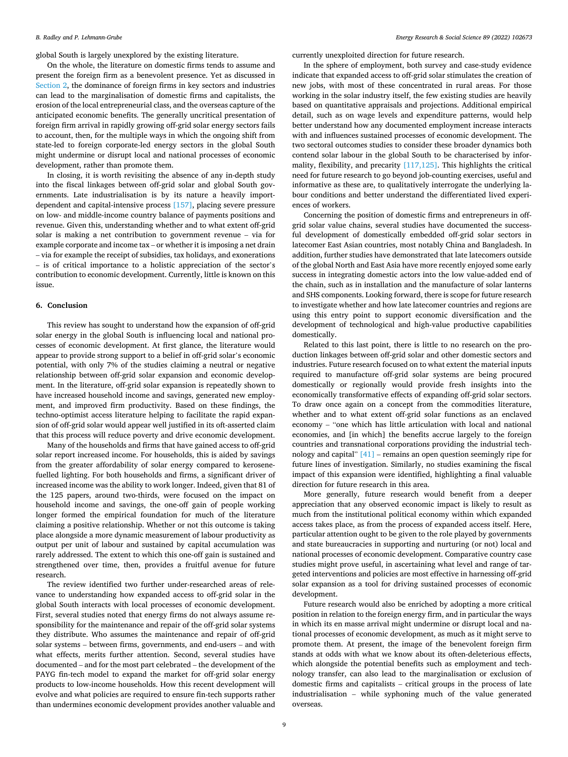global South is largely unexplored by the existing literature.

On the whole, the literature on domestic firms tends to assume and present the foreign firm as a benevolent presence. Yet as discussed in Section 2, the dominance of foreign firms in key sectors and industries can lead to the marginalisation of domestic firms and capitalists, the erosion of the local entrepreneurial class, and the overseas capture of the anticipated economic benefits. The generally uncritical presentation of foreign firm arrival in rapidly growing off-grid solar energy sectors fails to account, then, for the multiple ways in which the ongoing shift from state-led to foreign corporate-led energy sectors in the global South might undermine or disrupt local and national processes of economic development, rather than promote them.

In closing, it is worth revisiting the absence of any in-depth study into the fiscal linkages between off-grid solar and global South governments. Late industrialisation is by its nature a heavily import-dependent and capital-intensive process [157], placing severe pressure on low- and middle-income country balance of payments positions and revenue. Given this, understanding whether and to what extent off-grid solar is making a net contribution to government revenue – via for example corporate and income tax – or whether it is imposing a net drain – via for example the receipt of subsidies, tax holidays, and exonerations – is of critical importance to a holistic appreciation of the sector's contribution to economic development. Currently, little is known on this issue.

## 6. Conclusion

This review has sought to understand how the expansion of off-grid solar energy in the global South is influencing local and national processes of economic development. At first glance, the literature would appear to provide strong support to a belief in off-grid solar's economic potential, with only 7% of the studies claiming a neutral or negative relationship between off-grid solar expansion and economic development. In the literature, off-grid solar expansion is repeatedly shown to have increased household income and savings, generated new employment, and improved firm productivity. Based on these findings, the techno-optimist access literature helping to facilitate the rapid expansion of off-grid solar would appear well justified in its oft-asserted claim that this process will reduce poverty and drive economic development.

Many of the households and firms that have gained access to off-grid solar report increased income. For households, this is aided by savings from the greater affordability of solar energy compared to kerosene-fuelled lighting. For both households and firms, a significant driver of increased income was the ability to work longer. Indeed, given that 81 of the 125 papers, around two-thirds, were focused on the impact on household income and savings, the one-off gain of people working longer formed the empirical foundation for much of the literature claiming a positive relationship. Whether or not this outcome is taking place alongside a more dynamic measurement of labour productivity as output per unit of labour and sustained by capital accumulation was rarely addressed. The extent to which this one-off gain is sustained and strengthened over time, then, provides a fruitful avenue for future research.

The review identified two further under-researched areas of relevance to understanding how expanded access to off-grid solar in the global South interacts with local processes of economic development. First, several studies noted that energy firms do not always assume responsibility for the maintenance and repair of the off-grid solar systems they distribute. Who assumes the maintenance and repair of off-grid solar systems – between firms, governments, and end-users – and with what effects, merits further attention. Second, several studies have documented – and for the most part celebrated – the development of the PAYG fin-tech model to expand the market for off-grid solar energy products to low-income households. How this recent development will evolve and what policies are required to ensure fin-tech supports rather than undermines economic development provides another valuable and currently unexploited direction for future research.

In the sphere of employment, both survey and case-study evidence indicate that expanded access to off-grid solar stimulates the creation of new jobs, with most of these concentrated in rural areas. For those working in the solar industry itself, the few existing studies are heavily based on quantitative appraisals and projections. Additional empirical detail, such as on wage levels and expenditure patterns, would help better understand how any documented employment increase interacts with and influences sustained processes of economic development. The two sectoral outcomes studies to consider these broader dynamics both contend solar labour in the global South to be characterised by informality, flexibility, and precarity [117,125]. This highlights the critical need for future research to go beyond job-counting exercises, useful and informative as these are, to qualitatively interrogate the underlying labour conditions and better understand the differentiated lived experiences of workers.

Concerning the position of domestic firms and entrepreneurs in off-grid solar value chains, several studies have documented the successful development of domestically embedded off-grid solar sectors in latecomer East Asian countries, most notably China and Bangladesh. In addition, further studies have demonstrated that late latecomers outside of the global North and East Asia have more recently enjoyed some early success in integrating domestic actors into the low value-added end of the chain, such as in installation and the manufacture of solar lanterns and SHS components. Looking forward, there is scope for future research to investigate whether and how late latecomer countries and regions are using this entry point to support economic diversification and the development of technological and high-value productive capabilities domestically.

Related to this last point, there is little to no research on the production linkages between off-grid solar and other domestic sectors and industries. Future research focused on to what extent the material inputs required to manufacture off-grid solar systems are being procured domestically or regionally would provide fresh insights into the economically transformative effects of expanding off-grid solar sectors. To draw once again on a concept from the commodities literature, whether and to what extent off-grid solar functions as an enclaved economy – "one which has little articulation with local and national economies, and [in which] the benefits accrue largely to the foreign countries and transnational corporations providing the industrial technology and capital" [41] – remains an open question seemingly ripe for future lines of investigation. Similarly, no studies examining the fiscal impact of this expansion were identified, highlighting a final valuable direction for future research in this area.

More generally, future research would benefit from a deeper appreciation that any observed economic impact is likely to result as much from the institutional political economy within which expanded access takes place, as from the process of expanded access itself. Here, particular attention ought to be given to the role played by governments and state bureaucracies in supporting and nurturing (or not) local and national processes of economic development. Comparative country case studies might prove useful, in ascertaining what level and range of targeted interventions and policies are most effective in harnessing off-grid solar expansion as a tool for driving sustained processes of economic development.

Future research would also be enriched by adopting a more critical position in relation to the foreign energy firm, and in particular the ways in which its en masse arrival might undermine or disrupt local and national processes of economic development, as much as it might serve to promote them. At present, the image of the benevolent foreign firm stands at odds with what we know about its often-deleterious effects, which alongside the potential benefits such as employment and technology transfer, can also lead to the marginalisation or exclusion of domestic firms and capitalists – critical groups in the process of late industrialisation – while syphoning much of the value generated overseas.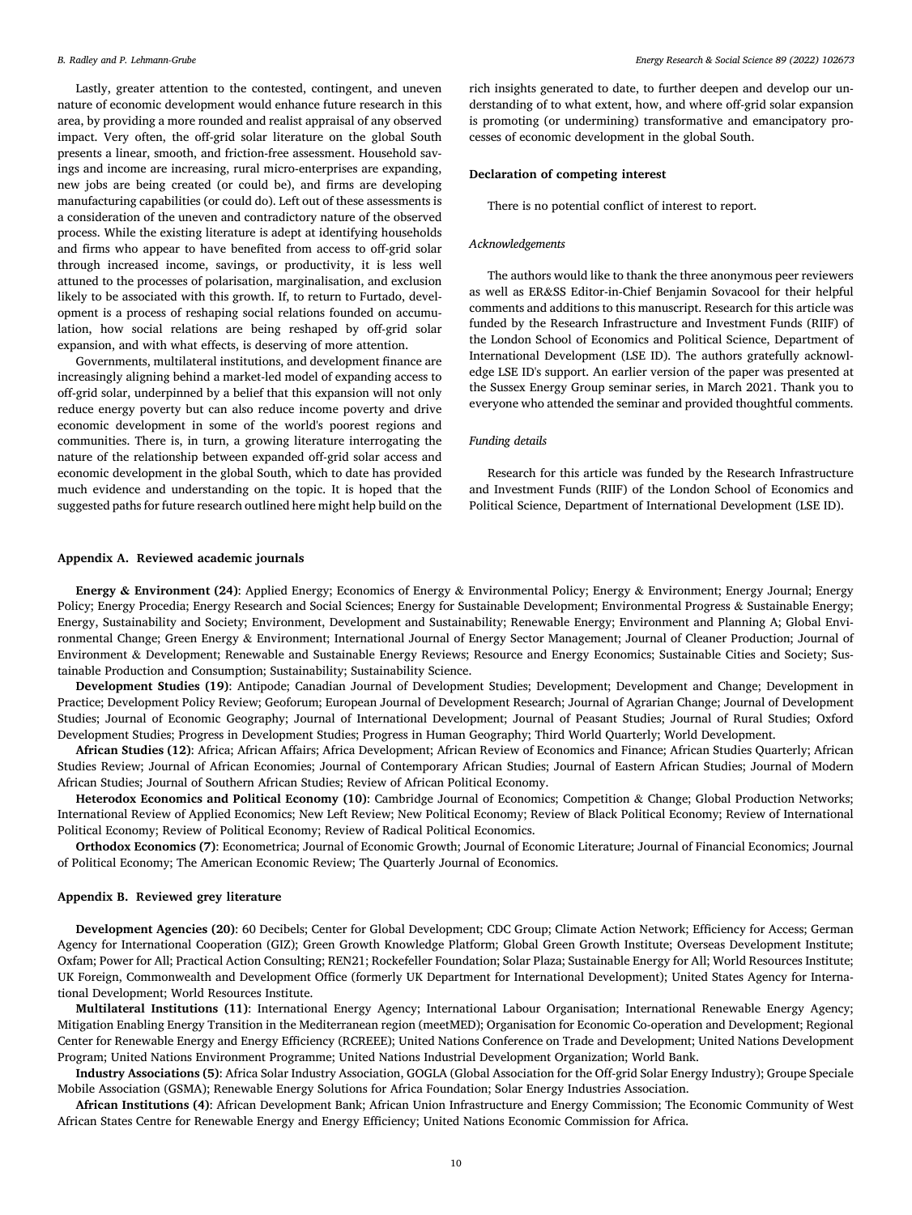Lastly, greater attention to the contested, contingent, and uneven nature of economic development would enhance future research in this area, by providing a more rounded and realist appraisal of any observed impact. Very often, the off-grid solar literature on the global South presents a linear, smooth, and friction-free assessment. Household savings and income are increasing, rural micro-enterprises are expanding, new jobs are being created (or could be), and firms are developing manufacturing capabilities (or could do). Left out of these assessments is a consideration of the uneven and contradictory nature of the observed process. While the existing literature is adept at identifying households and firms who appear to have benefited from access to off-grid solar through increased income, savings, or productivity, it is less well attuned to the processes of polarisation, marginalisation, and exclusion likely to be associated with this growth. If, to return to Furtado, development is a process of reshaping social relations founded on accumulation, how social relations are being reshaped by off-grid solar expansion, and with what effects, is deserving of more attention.

Governments, multilateral institutions, and development finance are increasingly aligning behind a market-led model of expanding access to off-grid solar, underpinned by a belief that this expansion will not only reduce energy poverty but can also reduce income poverty and drive economic development in some of the world's poorest regions and communities. There is, in turn, a growing literature interrogating the nature of the relationship between expanded off-grid solar access and economic development in the global South, which to date has provided much evidence and understanding on the topic. It is hoped that the suggested paths for future research outlined here might help build on the rich insights generated to date, to further deepen and develop our understanding of to what extent, how, and where off-grid solar expansion is promoting (or undermining) transformative and emancipatory processes of economic development in the global South.

## Declaration of competing interest

There is no potential conflict of interest to report.

### *Acknowledgements*

The authors would like to thank the three anonymous peer reviewers as well as ER&SS Editor-in-Chief Benjamin Sovacool for their helpful comments and additions to this manuscript. Research for this article was funded by the Research Infrastructure and Investment Funds (RIIF) of the London School of Economics and Political Science, Department of International Development (LSE ID). The authors gratefully acknowledge LSE ID's support. An earlier version of the paper was presented at the Sussex Energy Group seminar series, in March 2021. Thank you to everyone who attended the seminar and provided thoughtful comments.

### *Funding details*

Research for this article was funded by the Research Infrastructure and Investment Funds (RIIF) of the London School of Economics and Political Science, Department of International Development (LSE ID).

## Appendix A. Reviewed academic journals

**Energy & Environment (24)**: Applied Energy; Economics of Energy & Environmental Policy; Energy & Environment; Energy Journal; Energy Policy; Energy Procedia; Energy Research and Social Sciences; Energy for Sustainable Development; Environmental Progress & Sustainable Energy; Energy, Sustainability and Society; Environment, Development and Sustainability; Renewable Energy; Environment and Planning A; Global Environmental Change; Green Energy & Environment; International Journal of Energy Sector Management; Journal of Cleaner Production; Journal of Environment & Development; Renewable and Sustainable Energy Reviews; Resource and Energy Economics; Sustainable Cities and Society; Sustainable Production and Consumption; Sustainability; Sustainability Science.

**Development Studies (19)**: Antipode; Canadian Journal of Development Studies; Development; Development and Change; Development in Practice; Development Policy Review; Geoforum; European Journal of Development Research; Journal of Agrarian Change; Journal of Development Studies; Journal of Economic Geography; Journal of International Development; Journal of Peasant Studies; Journal of Rural Studies; Oxford Development Studies; Progress in Development Studies; Progress in Human Geography; Third World Quarterly; World Development.

**African Studies (12)**: Africa; African Affairs; Africa Development; African Review of Economics and Finance; African Studies Quarterly; African Studies Review; Journal of African Economies; Journal of Contemporary African Studies; Journal of Eastern African Studies; Journal of Modern African Studies; Journal of Southern African Studies; Review of African Political Economy.

**Heterodox Economics and Political Economy (10)**: Cambridge Journal of Economics; Competition & Change; Global Production Networks; International Review of Applied Economics; New Left Review; New Political Economy; Review of Black Political Economy; Review of International Political Economy; Review of Political Economy; Review of Radical Political Economics.

**Orthodox Economics (7)**: Econometrica; Journal of Economic Growth; Journal of Economic Literature; Journal of Financial Economics; Journal of Political Economy; The American Economic Review; The Quarterly Journal of Economics.

## Appendix B. Reviewed grey literature

**Development Agencies (20)**: 60 Decibels; Center for Global Development; CDC Group; Climate Action Network; Efficiency for Access; German Agency for International Cooperation (GIZ); Green Growth Knowledge Platform; Global Green Growth Institute; Overseas Development Institute; Oxfam; Power for All; Practical Action Consulting; REN21; Rockefeller Foundation; Solar Plaza; Sustainable Energy for All; World Resources Institute; UK Foreign, Commonwealth and Development Office (formerly UK Department for International Development); United States Agency for International Development; World Resources Institute.

**Multilateral Institutions (11)**: International Energy Agency; International Labour Organisation; International Renewable Energy Agency; Mitigation Enabling Energy Transition in the Mediterranean region (meetMED); Organisation for Economic Co-operation and Development; Regional Center for Renewable Energy and Energy Efficiency (RCREEE); United Nations Conference on Trade and Development; United Nations Development Program; United Nations Environment Programme; United Nations Industrial Development Organization; World Bank.

**Industry Associations (5)**: Africa Solar Industry Association, GOGLA (Global Association for the Off-grid Solar Energy Industry); Groupe Speciale Mobile Association (GSMA); Renewable Energy Solutions for Africa Foundation; Solar Energy Industries Association.

**African Institutions (4)**: African Development Bank; African Union Infrastructure and Energy Commission; The Economic Community of West African States Centre for Renewable Energy and Energy Efficiency; United Nations Economic Commission for Africa.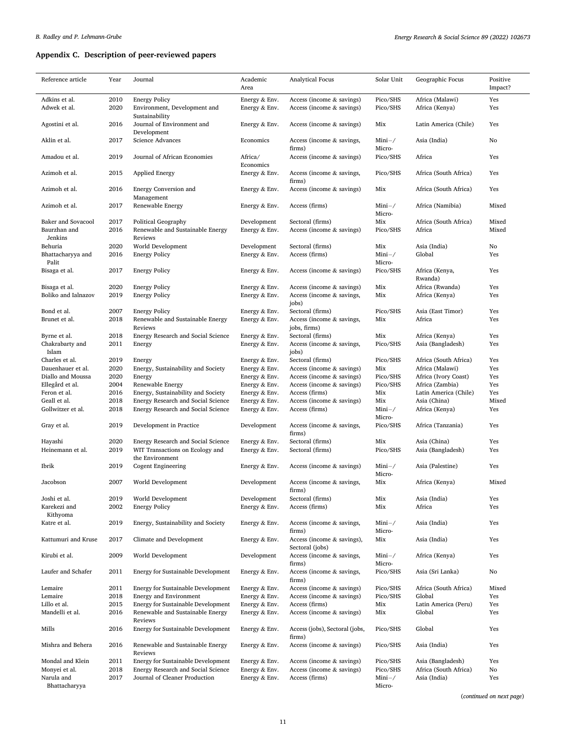## Appendix C. Description of peer-reviewed papers

| Reference article | Year | Journal | Academic Area | Analytical Focus | Solar Unit | Geographic Focus | Positive Impact? |
|---|---|---|---|---|---|---|---|
| Adkins et al. | 2010 | Energy Policy | Energy & Env. | Access (income & savings) | Pico/SHS | Africa (Malawi) | Yes |
| Adwek et al. | 2020 | Environment, Development and Sustainability | Energy & Env. | Access (income & savings) | Pico/SHS | Africa (Kenya) | Yes |
| Agostini et al. | 2016 | Journal of Environment and Development | Energy & Env. | Access (income & savings) | Mix | Latin America (Chile) | Yes |
| Aklin et al. | 2017 | Science Advances | Economics | Access (income & savings, firms) | Mini−/ Micro- | Asia (India) | No |
| Amadou et al. | 2019 | Journal of African Economies | Africa/ Economics | Access (income & savings) | Pico/SHS | Africa | Yes |
| Azimoh et al. | 2015 | Applied Energy | Energy & Env. | Access (income & savings, firms) | Pico/SHS | Africa (South Africa) | Yes |
| Azimoh et al. | 2016 | Energy Conversion and Management | Energy & Env. | Access (income & savings) | Mix | Africa (South Africa) | Yes |
| Azimoh et al. | 2017 | Renewable Energy | Energy & Env. | Access (firms) | Mini−/ Micro- | Africa (Namibia) | Mixed |
| Baker and Sovacool | 2017 | Political Geography | Development | Sectoral (firms) | Mix | Africa (South Africa) | Mixed |
| Baurzhan and Jenkins | 2016 | Renewable and Sustainable Energy Reviews | Energy & Env. | Access (income & savings) | Pico/SHS | Africa | Mixed |
| Behuria | 2020 | World Development | Development | Sectoral (firms) | Mix | Asia (India) | No |
| Bhattacharyya and Palit | 2016 | Energy Policy | Energy & Env. | Access (firms) | Mini−/ Micro- | Global | Yes |
| Bisaga et al. | 2017 | Energy Policy | Energy & Env. | Access (income & savings) | Pico/SHS | Africa (Kenya, Rwanda) | Yes |
| Bisaga et al. | 2020 | Energy Policy | Energy & Env. | Access (income & savings) | Mix | Africa (Rwanda) | Yes |
| Boliko and Ialnazov | 2019 | Energy Policy | Energy & Env. | Access (income & savings, jobs) | Mix | Africa (Kenya) | Yes |
| Bond et al. | 2007 | Energy Policy | Energy & Env. | Sectoral (firms) | Pico/SHS | Asia (East Timor) | Yes |
| Brunet et al. | 2018 | Renewable and Sustainable Energy Reviews | Energy & Env. | Access (income & savings, jobs, firms) | Mix | Africa | Yes |
| Byrne et al. | 2018 | Energy Research and Social Science | Energy & Env. | Sectoral (firms) | Mix | Africa (Kenya) | Yes |
| Chakrabarty and Islam | 2011 | Energy | Energy & Env. | Access (income & savings, jobs) | Pico/SHS | Asia (Bangladesh) | Yes |
| Charles et al. | 2019 | Energy | Energy & Env. | Sectoral (firms) | Pico/SHS | Africa (South Africa) | Yes |
| Dauenhauer et al. | 2020 | Energy, Sustainability and Society | Energy & Env. | Access (income & savings) | Mix | Africa (Malawi) | Yes |
| Diallo and Moussa | 2020 | Energy | Energy & Env. | Access (income & savings) | Pico/SHS | Africa (Ivory Coast) | Yes |
| Ellegård et al. | 2004 | Renewable Energy | Energy & Env. | Access (income & savings) | Pico/SHS | Africa (Zambia) | Yes |
| Feron et al. | 2016 | Energy, Sustainability and Society | Energy & Env. | Access (firms) | Mix | Latin America (Chile) | Yes |
| Geall et al. | 2018 | Energy Research and Social Science | Energy & Env. | Access (income & savings) | Mix | Asia (China) | Mixed |
| Gollwitzer et al. | 2018 | Energy Research and Social Science | Energy & Env. | Access (firms) | Mini−/ Micro- | Africa (Kenya) | Yes |
| Gray et al. | 2019 | Development in Practice | Development | Access (income & savings, firms) | Pico/SHS | Africa (Tanzania) | Yes |
| Hayashi | 2020 | Energy Research and Social Science | Energy & Env. | Sectoral (firms) | Mix | Asia (China) | Yes |
| Heinemann et al. | 2019 | WIT Transactions on Ecology and the Environment | Energy & Env. | Sectoral (firms) | Pico/SHS | Asia (Bangladesh) | Yes |
| Ibrik | 2019 | Cogent Engineering | Energy & Env. | Access (income & savings) | Mini−/ Micro- | Asia (Palestine) | Yes |
| Jacobson | 2007 | World Development | Development | Access (income & savings, firms) | Mix | Africa (Kenya) | Mixed |
| Joshi et al. | 2019 | World Development | Development | Sectoral (firms) | Mix | Asia (India) | Yes |
| Karekezi and Kithyoma | 2002 | Energy Policy | Energy & Env. | Access (firms) | Mix | Africa | Yes |
| Katre et al. | 2019 | Energy, Sustainability and Society | Energy & Env. | Access (income & savings, firms) | Mini−/ Micro- | Asia (India) | Yes |
| Kattumuri and Kruse | 2017 | Climate and Development | Energy & Env. | Access (income & savings), Sectoral (jobs) | Mix | Asia (India) | Yes |
| Kirubi et al. | 2009 | World Development | Development | Access (income & savings, firms) | Mini−/ Micro- | Africa (Kenya) | Yes |
| Laufer and Schafer | 2011 | Energy for Sustainable Development | Energy & Env. | Access (income & savings, firms) | Pico/SHS | Asia (Sri Lanka) | No |
| Lemaire | 2011 | Energy for Sustainable Development | Energy & Env. | Access (income & savings) | Pico/SHS | Africa (South Africa) | Mixed |
| Lemaire | 2018 | Energy and Environment | Energy & Env. | Access (income & savings) | Pico/SHS | Global | Yes |
| Lillo et al. | 2015 | Energy for Sustainable Development | Energy & Env. | Access (firms) | Mix | Latin America (Peru) | Yes |
| Mandelli et al. | 2016 | Renewable and Sustainable Energy Reviews | Energy & Env. | Access (income & savings) | Mix | Global | Yes |
| Mills | 2016 | Energy for Sustainable Development | Energy & Env. | Access (jobs), Sectoral (jobs, firms) | Pico/SHS | Global | Yes |
| Mishra and Behera | 2016 | Renewable and Sustainable Energy Reviews | Energy & Env. | Access (income & savings) | Pico/SHS | Asia (India) | Yes |
| Mondal and Klein | 2011 | Energy for Sustainable Development | Energy & Env. | Access (income & savings) | Pico/SHS | Asia (Bangladesh) | Yes |
| Monyei et al. | 2018 | Energy Research and Social Science | Energy & Env. | Access (income & savings) | Pico/SHS | Africa (South Africa) | No |
| Narula and Bhattacharyya | 2017 | Journal of Cleaner Production | Energy & Env. | Access (firms) | Mini−/ Micro- | Asia (India) | Yes |

(*continued on next page*)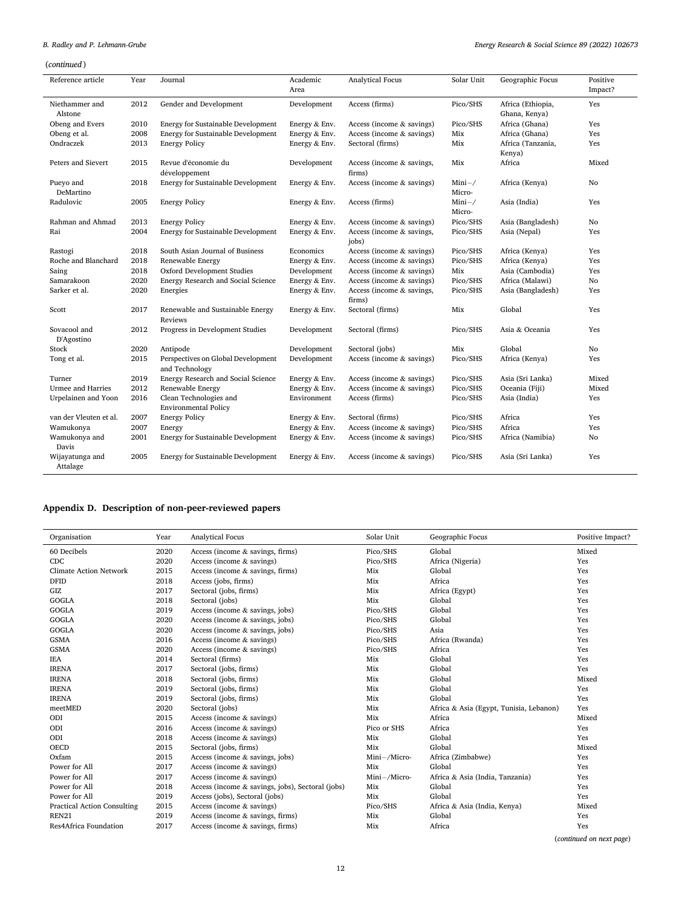(*continued*)

| Reference article | Year | Journal | Academic Area | Analytical Focus | Solar Unit | Geographic Focus | Positive Impact? |
|---|---|---|---|---|---|---|---|
| Niethammer and Alstone | 2012 | Gender and Development | Development | Access (firms) | Pico/SHS | Africa (Ethiopia, Ghana, Kenya) | Yes |
| Obeng and Evers | 2010 | Energy for Sustainable Development | Energy & Env. | Access (income & savings) | Pico/SHS | Africa (Ghana) | Yes |
| Obeng et al. | 2008 | Energy for Sustainable Development | Energy & Env. | Access (income & savings) | Mix | Africa (Ghana) | Yes |
| Ondraczek | 2013 | Energy Policy | Energy & Env. | Sectoral (firms) | Mix | Africa (Tanzania, Kenya) | Yes |
| Peters and Sievert | 2015 | Revue d'économie du développement | Development | Access (income & savings, firms) | Mix | Africa | Mixed |
| Pueyo and DeMartino | 2018 | Energy for Sustainable Development | Energy & Env. | Access (income & savings) | Mini−/ Micro- | Africa (Kenya) | No |
| Radulovic | 2005 | Energy Policy | Energy & Env. | Access (firms) | Mini−/ Micro- | Asia (India) | Yes |
| Rahman and Ahmad | 2013 | Energy Policy | Energy & Env. | Access (income & savings) | Pico/SHS | Asia (Bangladesh) | No |
| Rai | 2004 | Energy for Sustainable Development | Energy & Env. | Access (income & savings, jobs) | Pico/SHS | Asia (Nepal) | Yes |
| Rastogi | 2018 | South Asian Journal of Business | Economics | Access (income & savings) | Pico/SHS | Africa (Kenya) | Yes |
| Roche and Blanchard | 2018 | Renewable Energy | Energy & Env. | Access (income & savings) | Pico/SHS | Africa (Kenya) | Yes |
| Saing | 2018 | Oxford Development Studies | Development | Access (income & savings) | Mix | Asia (Cambodia) | Yes |
| Samarakoon | 2020 | Energy Research and Social Science | Energy & Env. | Access (income & savings) | Pico/SHS | Africa (Malawi) | No |
| Sarker et al. | 2020 | Energies | Energy & Env. | Access (income & savings, firms) | Pico/SHS | Asia (Bangladesh) | Yes |
| Scott | 2017 | Renewable and Sustainable Energy Reviews | Energy & Env. | Sectoral (firms) | Mix | Global | Yes |
| Sovacool and D'Agostino | 2012 | Progress in Development Studies | Development | Sectoral (firms) | Pico/SHS | Asia & Oceania | Yes |
| Stock | 2020 | Antipode | Development | Sectoral (jobs) | Mix | Global | No |
| Tong et al. | 2015 | Perspectives on Global Development and Technology | Development | Access (income & savings) | Pico/SHS | Africa (Kenya) | Yes |
| Turner | 2019 | Energy Research and Social Science | Energy & Env. | Access (income & savings) | Pico/SHS | Asia (Sri Lanka) | Mixed |
| Urmee and Harries | 2012 | Renewable Energy | Energy & Env. | Access (income & savings) | Pico/SHS | Oceania (Fiji) | Mixed |
| Urpelainen and Yoon | 2016 | Clean Technologies and Environmental Policy | Environment | Access (firms) | Pico/SHS | Asia (India) | Yes |
| van der Vleuten et al. | 2007 | Energy Policy | Energy & Env. | Sectoral (firms) | Pico/SHS | Africa | Yes |
| Wamukonya | 2007 | Energy | Energy & Env. | Access (income & savings) | Pico/SHS | Africa | Yes |
| Wamukonya and Davis | 2001 | Energy for Sustainable Development | Energy & Env. | Access (income & savings) | Pico/SHS | Africa (Namibia) | No |
| Wijayatunga and Attalage | 2005 | Energy for Sustainable Development | Energy & Env. | Access (income & savings) | Pico/SHS | Asia (Sri Lanka) | Yes |

## Appendix D. Description of non-peer-reviewed papers

| Organisation | Year | Analytical Focus | Solar Unit | Geographic Focus | Positive Impact? |
|---|---|---|---|---|---|
| 60 Decibels | 2020 | Access (income & savings, firms) | Pico/SHS | Global | Mixed |
| CDC | 2020 | Access (income & savings) | Pico/SHS | Africa (Nigeria) | Yes |
| Climate Action Network | 2015 | Access (income & savings, firms) | Mix | Global | Yes |
| DFID | 2018 | Access (jobs, firms) | Mix | Africa | Yes |
| GIZ | 2017 | Sectoral (jobs, firms) | Mix | Africa (Egypt) | Yes |
| GOGLA | 2018 | Sectoral (jobs) | Mix | Global | Yes |
| GOGLA | 2019 | Access (income & savings, jobs) | Pico/SHS | Global | Yes |
| GOGLA | 2020 | Access (income & savings, jobs) | Pico/SHS | Global | Yes |
| GOGLA | 2020 | Access (income & savings, jobs) | Pico/SHS | Asia | Yes |
| GSMA | 2016 | Access (income & savings) | Pico/SHS | Africa (Rwanda) | Yes |
| GSMA | 2020 | Access (income & savings) | Pico/SHS | Africa | Yes |
| IEA | 2014 | Sectoral (firms) | Mix | Global | Yes |
| IRENA | 2017 | Sectoral (jobs, firms) | Mix | Global | Yes |
| IRENA | 2018 | Sectoral (jobs, firms) | Mix | Global | Mixed |
| IRENA | 2019 | Sectoral (jobs, firms) | Mix | Global | Yes |
| IRENA | 2019 | Sectoral (jobs, firms) | Mix | Global | Yes |
| meetMED | 2020 | Sectoral (jobs) | Mix | Africa & Asia (Egypt, Tunisia, Lebanon) | Yes |
| ODI | 2015 | Access (income & savings) | Mix | Africa | Mixed |
| ODI | 2016 | Access (income & savings) | Pico or SHS | Africa | Yes |
| ODI | 2018 | Access (income & savings) | Mix | Global | Yes |
| OECD | 2015 | Sectoral (jobs, firms) | Mix | Global | Mixed |
| Oxfam | 2015 | Access (income & savings, jobs) | Mini−/Micro- | Africa (Zimbabwe) | Yes |
| Power for All | 2017 | Access (income & savings) | Mix | Global | Yes |
| Power for All | 2017 | Access (income & savings) | Mini−/Micro- | Africa & Asia (India, Tanzania) | Yes |
| Power for All | 2018 | Access (income & savings, jobs), Sectoral (jobs) | Mix | Global | Yes |
| Power for All | 2019 | Access (jobs), Sectoral (jobs) | Mix | Global | Yes |
| Practical Action Consulting | 2015 | Access (income & savings) | Pico/SHS | Africa & Asia (India, Kenya) | Mixed |
| REN21 | 2019 | Access (income & savings, firms) | Mix | Global | Yes |
| Res4Africa Foundation | 2017 | Access (income & savings, firms) | Mix | Africa | Yes |

(*continued on next page*)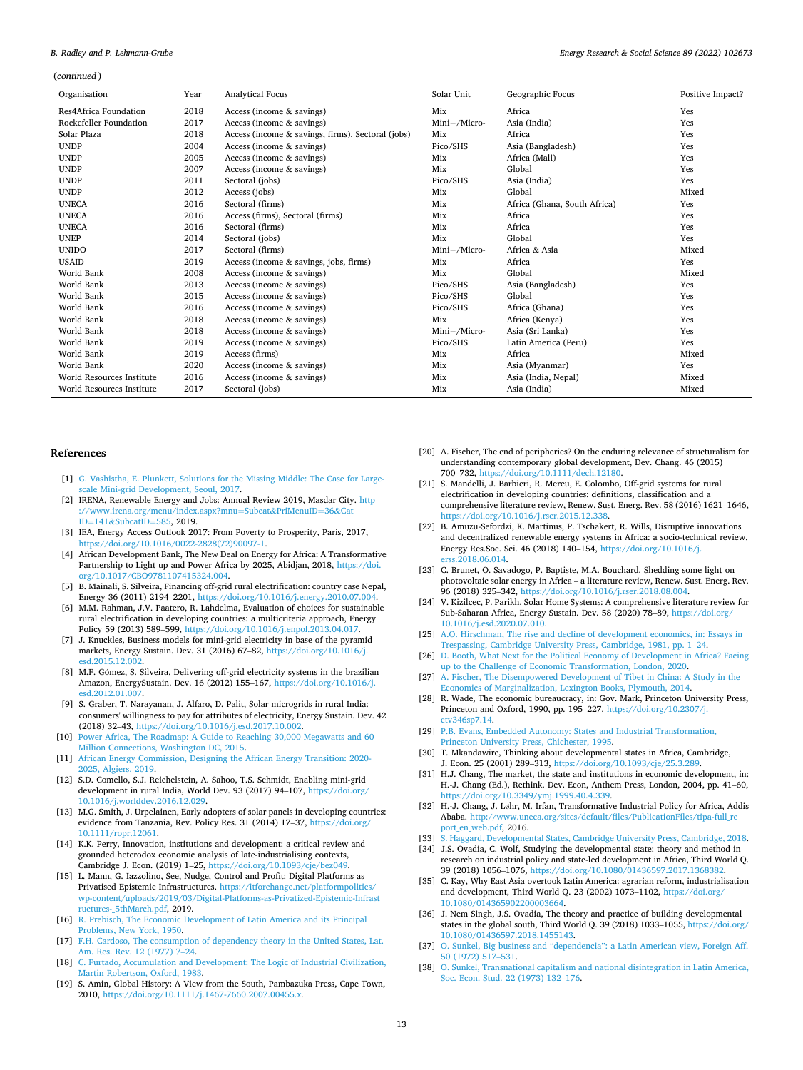(*continued*)

| Organisation | Year | Analytical Focus | Solar Unit | Geographic Focus | Positive Impact? |
|---|---|---|---|---|---|
| Res4Africa Foundation | 2018 | Access (income & savings) | Mix | Africa | Yes |
| Rockefeller Foundation | 2017 | Access (income & savings) | Mini−/Micro- | Asia (India) | Yes |
| Solar Plaza | 2018 | Access (income & savings, firms), Sectoral (jobs) | Mix | Africa | Yes |
| UNDP | 2004 | Access (income & savings) | Pico/SHS | Asia (Bangladesh) | Yes |
| UNDP | 2005 | Access (income & savings) | Mix | Africa (Mali) | Yes |
| UNDP | 2007 | Access (income & savings) | Mix | Global | Yes |
| UNDP | 2011 | Sectoral (jobs) | Pico/SHS | Asia (India) | Yes |
| UNDP | 2012 | Access (jobs) | Mix | Global | Mixed |
| UNECA | 2016 | Sectoral (firms) | Mix | Africa (Ghana, South Africa) | Yes |
| UNECA | 2016 | Access (firms), Sectoral (firms) | Mix | Africa | Yes |
| UNECA | 2016 | Sectoral (firms) | Mix | Africa | Yes |
| UNEP | 2014 | Sectoral (jobs) | Mix | Global | Yes |
| UNIDO | 2017 | Sectoral (firms) | Mini−/Micro- | Africa & Asia | Mixed |
| USAID | 2019 | Access (income & savings, jobs, firms) | Mix | Africa | Yes |
| World Bank | 2008 | Access (income & savings) | Mix | Global | Mixed |
| World Bank | 2013 | Access (income & savings) | Pico/SHS | Asia (Bangladesh) | Yes |
| World Bank | 2015 | Access (income & savings) | Pico/SHS | Global | Yes |
| World Bank | 2016 | Access (income & savings) | Pico/SHS | Africa (Ghana) | Yes |
| World Bank | 2018 | Access (income & savings) | Mix | Africa (Kenya) | Yes |
| World Bank | 2018 | Access (income & savings) | Mini−/Micro- | Asia (Sri Lanka) | Yes |
| World Bank | 2019 | Access (income & savings) | Pico/SHS | Latin America (Peru) | Yes |
| World Bank | 2019 | Access (firms) | Mix | Africa | Mixed |
| World Bank | 2020 | Access (income & savings) | Mix | Asia (Myanmar) | Yes |
| World Resources Institute | 2016 | Access (income & savings) | Mix | Asia (India, Nepal) | Mixed |
| World Resources Institute | 2017 | Sectoral (jobs) | Mix | Asia (India) | Mixed |

## References

[1] G. Vashistha, E. Plunkett, Solutions for the Missing Middle: The Case for Large-scale Mini-grid Development, Seoul, 2017.

[2] IRENA, Renewable Energy and Jobs: Annual Review 2019, Masdar City. http://www.irena.org/menu/index.aspx?mnu=Subcat&PriMenuID=36&CatID=141&SubcatID=585, 2019.

[3] IEA, Energy Access Outlook 2017: From Poverty to Prosperity, Paris, 2017, https://doi.org/10.1016/0022-2828(72)90097-1.

[4] African Development Bank, The New Deal on Energy for Africa: A Transformative Partnership to Light up and Power Africa by 2025, Abidjan, 2018, https://doi.org/10.1017/CBO9781107415324.004.

[5] B. Mainali, S. Silveira, Financing off-grid rural electrification: country case Nepal, Energy 36 (2011) 2194–2201, https://doi.org/10.1016/j.energy.2010.07.004.

[6] M.M. Rahman, J.V. Paatero, R. Lahdelma, Evaluation of choices for sustainable rural electrification in developing countries: a multicriteria approach, Energy Policy 59 (2013) 589–599, https://doi.org/10.1016/j.enpol.2013.04.017.

[7] J. Knuckles, Business models for mini-grid electricity in base of the pyramid markets, Energy Sustain. Dev. 31 (2016) 67–82, https://doi.org/10.1016/j.esd.2015.12.002.

[8] M.F. Gómez, S. Silveira, Delivering off-grid electricity systems in the brazilian Amazon, EnergySustain. Dev. 16 (2012) 155–167, https://doi.org/10.1016/j.esd.2012.01.007.

[9] S. Graber, T. Narayanan, J. Alfaro, D. Palit, Solar microgrids in rural India: consumers' willingness to pay for attributes of electricity, Energy Sustain. Dev. 42 (2018) 32–43, https://doi.org/10.1016/j.esd.2017.10.002.

[10] Power Africa, The Roadmap: A Guide to Reaching 30,000 Megawatts and 60 Million Connections, Washington DC, 2015.

[11] African Energy Commission, Designing the African Energy Transition: 2020-2025, Algiers, 2019.

[12] S.D. Comello, S.J. Reichelstein, A. Sahoo, T.S. Schmidt, Enabling mini-grid development in rural India, World Dev. 93 (2017) 94–107, https://doi.org/10.1016/j.worlddev.2016.12.029.

[13] M.G. Smith, J. Urpelainen, Early adopters of solar panels in developing countries: evidence from Tanzania, Rev. Policy Res. 31 (2014) 17–37, https://doi.org/10.1111/ropr.12061.

[14] K.K. Perry, Innovation, institutions and development: a critical review and grounded heterodox economic analysis of late-industrialising contexts, Cambridge J. Econ. (2019) 1–25, https://doi.org/10.1093/cje/bez049.

[15] L. Mann, G. Iazzolino, See, Nudge, Control and Profit: Digital Platforms as Privatised Epistemic Infrastructures. https://itforchange.net/platformpolitics/wp-content/uploads/2019/03/Digital-Platforms-as-Privatized-Epistemic-Infrastructures-_5thMarch.pdf, 2019.

[16] R. Prebisch, The Economic Development of Latin America and its Principal Problems, New York, 1950.

[17] F.H. Cardoso, The consumption of dependency theory in the United States, Lat. Am. Res. Rev. 12 (1977) 7–24.

[18] C. Furtado, Accumulation and Development: The Logic of Industrial Civilization, Martin Robertson, Oxford, 1983.

[19] S. Amin, Global History: A View from the South, Pambazuka Press, Cape Town, 2010, https://doi.org/10.1111/j.1467-7660.2007.00455.x.

[20] A. Fischer, The end of peripheries? On the enduring relevance of structuralism for understanding contemporary global development, Dev. Chang. 46 (2015) 700–732, https://doi.org/10.1111/dech.12180.

[21] S. Mandelli, J. Barbieri, R. Mereu, E. Colombo, Off-grid systems for rural electrification in developing countries: definitions, classification and a comprehensive literature review, Renew. Sust. Energ. Rev. 58 (2016) 1621–1646, https://doi.org/10.1016/j.rser.2015.12.338.

[22] B. Amuzu-Sefordzi, K. Martinus, P. Tschakert, R. Wills, Disruptive innovations and decentralized renewable energy systems in Africa: a socio-technical review, Energy Res.Soc. Sci. 46 (2018) 140–154, https://doi.org/10.1016/j.erss.2018.06.014.

[23] C. Brunet, O. Savadogo, P. Baptiste, M.A. Bouchard, Shedding some light on photovoltaic solar energy in Africa – a literature review, Renew. Sust. Energ. Rev. 96 (2018) 325–342, https://doi.org/10.1016/j.rser.2018.08.004.

[24] V. Kizilcec, P. Parikh, Solar Home Systems: A comprehensive literature review for Sub-Saharan Africa, Energy Sustain. Dev. 58 (2020) 78–89, https://doi.org/10.1016/j.esd.2020.07.010.

[25] A.O. Hirschman, The rise and decline of development economics, in: Essays in Trespassing, Cambridge University Press, Cambridge, 1981, pp. 1–24.

[26] D. Booth, What Next for the Political Economy of Development in Africa? Facing up to the Challenge of Economic Transformation, London, 2020.

[27] A. Fischer, The Disempowered Development of Tibet in China: A Study in the Economics of Marginalization, Lexington Books, Plymouth, 2014.

[28] R. Wade, The economic bureaucracy, in: Gov. Mark, Princeton University Press, Princeton and Oxford, 1990, pp. 195–227, https://doi.org/10.2307/j.ctv346sp7.14.

[29] P.B. Evans, Embedded Autonomy: States and Industrial Transformation, Princeton University Press, Chichester, 1995.

[30] T. Mkandawire, Thinking about developmental states in Africa, Cambridge, J. Econ. 25 (2001) 289–313, https://doi.org/10.1093/cje/25.3.289.

[31] H.J. Chang, The market, the state and institutions in economic development, in: H.-J. Chang (Ed.), Rethink. Dev. Econ, Anthem Press, London, 2004, pp. 41–60, https://doi.org/10.3349/ymj.1999.40.4.339.

[32] H.-J. Chang, J. Løhr, M. Irfan, Transformative Industrial Policy for Africa, Addis Ababa. http://www.uneca.org/sites/default/files/PublicationFiles/tipa-full_report_en_web.pdf, 2016.

[33] S. Haggard, Developmental States, Cambridge University Press, Cambridge, 2018.

[34] J.S. Ovadia, C. Wolf, Studying the developmental state: theory and method in research on industrial policy and state-led development in Africa, Third World Q. 39 (2018) 1056–1076, https://doi.org/10.1080/01436597.2017.1368382.

[35] C. Kay, Why East Asia overtook Latin America: agrarian reform, industrialisation and development, Third World Q. 23 (2002) 1073–1102, https://doi.org/10.1080/0143659022000036649.

[36] J. Nem Singh, J.S. Ovadia, The theory and practice of building developmental states in the global south, Third World Q. 39 (2018) 1033–1055, https://doi.org/10.1080/01436597.2018.1455143.

[37] O. Sunkel, Big business and "dependencia": a Latin American view, Foreign Aff. 50 (1972) 517–531.

[38] O. Sunkel, Transnational capitalism and national disintegration in Latin America, Soc. Econ. Stud. 22 (1973) 132–176.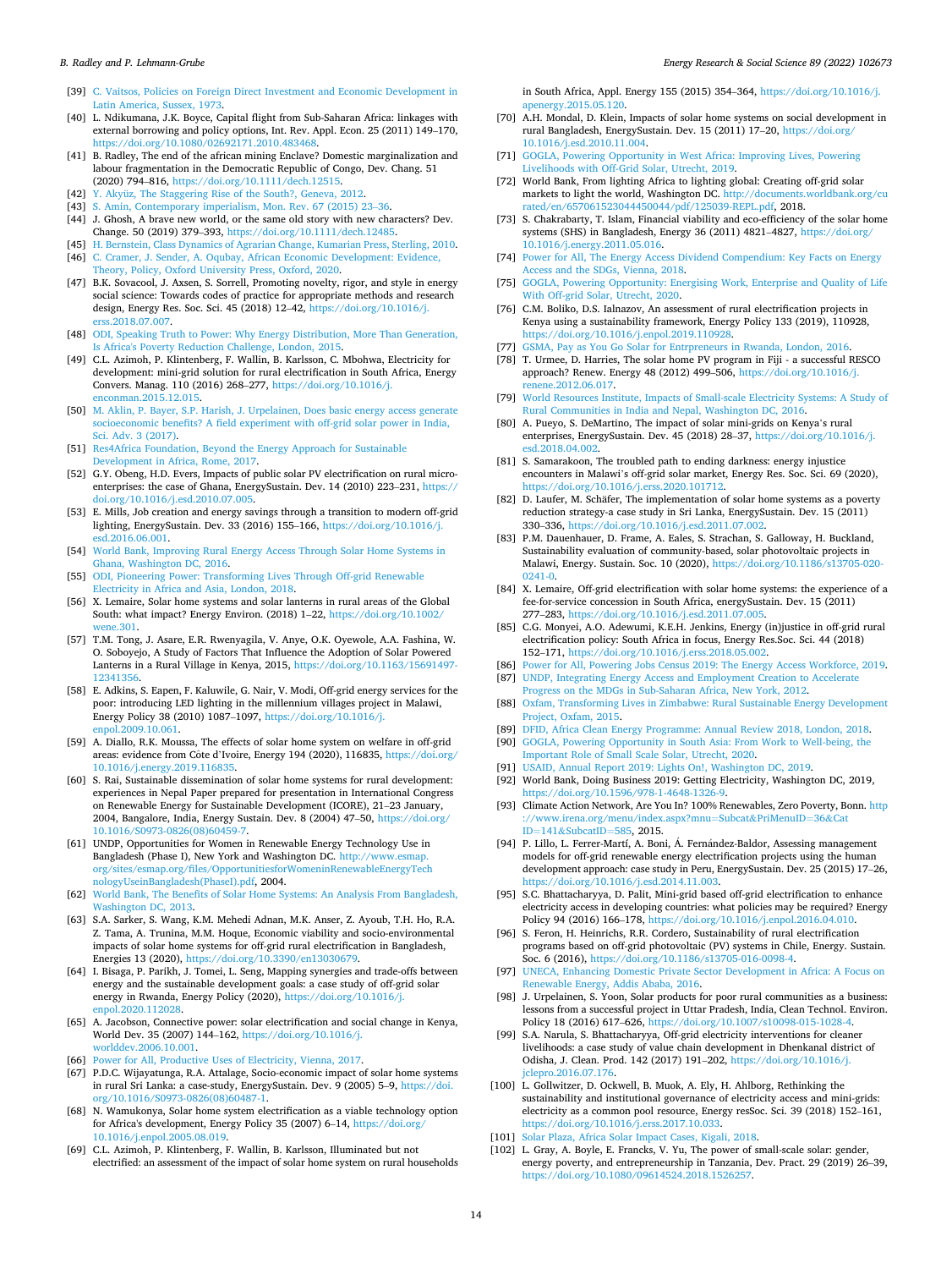[39] C. Vaitsos, Policies on Foreign Direct Investment and Economic Development in Latin America, Sussex, 1973.

[40] L. Ndikumana, J.K. Boyce, Capital flight from Sub-Saharan Africa: linkages with external borrowing and policy options, Int. Rev. Appl. Econ. 25 (2011) 149–170, https://doi.org/10.1080/02692171.2010.483468.

[41] B. Radley, The end of the african mining Enclave? Domestic marginalization and labour fragmentation in the Democratic Republic of Congo, Dev. Chang. 51 (2020) 794–816, https://doi.org/10.1111/dech.12515.

[42] Y. Akyüz, The Staggering Rise of the South?, Geneva, 2012.

[43] S. Amin, Contemporary imperialism, Mon. Rev. 67 (2015) 23–36.

[44] J. Ghosh, A brave new world, or the same old story with new characters? Dev. Change. 50 (2019) 379–393, https://doi.org/10.1111/dech.12485.

[45] H. Bernstein, Class Dynamics of Agrarian Change, Kumarian Press, Sterling, 2010.

[46] C. Cramer, J. Sender, A. Oqubay, African Economic Development: Evidence, Theory, Policy, Oxford University Press, Oxford, 2020.

[47] B.K. Sovacool, J. Axsen, S. Sorrell, Promoting novelty, rigor, and style in energy social science: Towards codes of practice for appropriate methods and research design, Energy Res. Soc. Sci. 45 (2018) 12–42, https://doi.org/10.1016/j.erss.2018.07.007.

[48] ODI, Speaking Truth to Power: Why Energy Distribution, More Than Generation, Is Africa's Poverty Reduction Challenge, London, 2015.

[49] C.L. Azimoh, P. Klintenberg, F. Wallin, B. Karlsson, C. Mbohwa, Electricity for development: mini-grid solution for rural electrification in South Africa, Energy Convers. Manag. 110 (2016) 268–277, https://doi.org/10.1016/j.enconman.2015.12.015.

[50] M. Aklin, P. Bayer, S.P. Harish, J. Urpelainen, Does basic energy access generate socioeconomic benefits? A field experiment with off-grid solar power in India, Sci. Adv. 3 (2017).

[51] Res4Africa Foundation, Beyond the Energy Approach for Sustainable Development in Africa, Rome, 2017.

[52] G.Y. Obeng, H.D. Evers, Impacts of public solar PV electrification on rural micro-enterprises: the case of Ghana, EnergySustain. Dev. 14 (2010) 223–231, https://doi.org/10.1016/j.esd.2010.07.005.

[53] E. Mills, Job creation and energy savings through a transition to modern off-grid lighting, EnergySustain. Dev. 33 (2016) 155–166, https://doi.org/10.1016/j.esd.2016.06.001.

[54] World Bank, Improving Rural Energy Access Through Solar Home Systems in Ghana, Washington DC, 2016.

[55] ODI, Pioneering Power: Transforming Lives Through Off-grid Renewable Electricity in Africa and Asia, London, 2018.

[56] X. Lemaire, Solar home systems and solar lanterns in rural areas of the Global South: what impact? Energy Environ. (2018) 1–22, https://doi.org/10.1002/wene.301.

[57] T.M. Tong, J. Asare, E.R. Rwenyagila, V. Anye, O.K. Oyewole, A.A. Fashina, W.O. Soboyejo, A Study of Factors That Influence the Adoption of Solar Powered Lanterns in a Rural Village in Kenya, 2015, https://doi.org/10.1163/15691497-12341356.

[58] E. Adkins, S. Eapen, F. Kaluwile, G. Nair, V. Modi, Off-grid energy services for the poor: introducing LED lighting in the millennium villages project in Malawi, Energy Policy 38 (2010) 1087–1097, https://doi.org/10.1016/j.enpol.2009.10.061.

[59] A. Diallo, R.K. Moussa, The effects of solar home system on welfare in off-grid areas: evidence from Côte d'Ivoire, Energy 194 (2020), 116835, https://doi.org/10.1016/j.energy.2019.116835.

[60] S. Rai, Sustainable dissemination of solar home systems for rural development: experiences in Nepal Paper prepared for presentation in International Congress on Renewable Energy for Sustainable Development (ICORE), 21–23 January, 2004, Bangalore, India, Energy Sustain. Dev. 8 (2004) 47–50, https://doi.org/10.1016/S0973-0826(08)60459-7.

[61] UNDP, Opportunities for Women in Renewable Energy Technology Use in Bangladesh (Phase I), New York and Washington DC. http://www.esmap.org/sites/esmap.org/files/OpportunitiesforWomeninRenewableEnergyTechnologyUseinBangladesh(PhaseI).pdf, 2004.

[62] World Bank, The Benefits of Solar Home Systems: An Analysis From Bangladesh, Washington DC, 2013.

[63] S.A. Sarker, S. Wang, K.M. Mehedi Adnan, M.K. Anser, Z. Ayoub, T.H. Ho, R.A. Z. Tama, A. Trunina, M.M. Hoque, Economic viability and socio-environmental impacts of solar home systems for off-grid rural electrification in Bangladesh, Energies 13 (2020), https://doi.org/10.3390/en13030679.

[64] I. Bisaga, P. Parikh, J. Tomei, L. Seng, Mapping synergies and trade-offs between energy and the sustainable development goals: a case study of off-grid solar energy in Rwanda, Energy Policy (2020), https://doi.org/10.1016/j.enpol.2020.112028.

[65] A. Jacobson, Connective power: solar electrification and social change in Kenya, World Dev. 35 (2007) 144–162, https://doi.org/10.1016/j.worlddev.2006.10.001.

[66] Power for All, Productive Uses of Electricity, Vienna, 2017.

[67] P.D.C. Wijayatunga, R.A. Attalage, Socio-economic impact of solar home systems in rural Sri Lanka: a case-study, EnergySustain. Dev. 9 (2005) 5–9, https://doi.org/10.1016/S0973-0826(08)60487-1.

[68] N. Wamukonya, Solar home system electrification as a viable technology option for Africa's development, Energy Policy 35 (2007) 6–14, https://doi.org/10.1016/j.enpol.2005.08.019.

[69] C.L. Azimoh, P. Klintenberg, F. Wallin, B. Karlsson, Illuminated but not electrified: an assessment of the impact of solar home system on rural households in South Africa, Appl. Energy 155 (2015) 354–364, https://doi.org/10.1016/j.apenergy.2015.05.120.

[70] A.H. Mondal, D. Klein, Impacts of solar home systems on social development in rural Bangladesh, EnergySustain. Dev. 15 (2011) 17–20, https://doi.org/10.1016/j.esd.2010.11.004.

[71] GOGLA, Powering Opportunity in West Africa: Improving Lives, Powering Livelihoods with Off-Grid Solar, Utrecht, 2019.

[72] World Bank, From lighting Africa to lighting global: Creating off-grid solar markets to light the world, Washington DC. http://documents.worldbank.org/curated/en/657061523044450044/pdf/125039-REPL.pdf, 2018.

[73] S. Chakrabarty, T. Islam, Financial viability and eco-efficiency of the solar home systems (SHS) in Bangladesh, Energy 36 (2011) 4821–4827, https://doi.org/10.1016/j.energy.2011.05.016.

[74] Power for All, The Energy Access Dividend Compendium: Key Facts on Energy Access and the SDGs, Vienna, 2018.

[75] GOGLA, Powering Opportunity: Energising Work, Enterprise and Quality of Life With Off-grid Solar, Utrecht, 2020.

[76] C.M. Boliko, D.S. Ialnazov, An assessment of rural electrification projects in Kenya using a sustainability framework, Energy Policy 133 (2019), 110928, https://doi.org/10.1016/j.enpol.2019.110928.

[77] GSMA, Pay as You Go Solar for Entrpreneurs in Rwanda, London, 2016.

[78] T. Urmee, D. Harries, The solar home PV program in Fiji - a successful RESCO approach? Renew. Energy 48 (2012) 499–506, https://doi.org/10.1016/j.renene.2012.06.017.

[79] World Resources Institute, Impacts of Small-scale Electricity Systems: A Study of Rural Communities in India and Nepal, Washington DC, 2016.

[80] A. Pueyo, S. DeMartino, The impact of solar mini-grids on Kenya's rural enterprises, EnergySustain. Dev. 45 (2018) 28–37, https://doi.org/10.1016/j.esd.2018.04.002.

[81] S. Samarakoon, The troubled path to ending darkness: energy injustice encounters in Malawi's off-grid solar market, Energy Res. Soc. Sci. 69 (2020), https://doi.org/10.1016/j.erss.2020.101712.

[82] D. Laufer, M. Schäfer, The implementation of solar home systems as a poverty reduction strategy-a case study in Sri Lanka, EnergySustain. Dev. 15 (2011) 330–336, https://doi.org/10.1016/j.esd.2011.07.002.

[83] P.M. Dauenhauer, D. Frame, A. Eales, S. Strachan, S. Galloway, H. Buckland, Sustainability evaluation of community-based, solar photovoltaic projects in Malawi, Energy. Sustain. Soc. 10 (2020), https://doi.org/10.1186/s13705-020-0241-0.

[84] X. Lemaire, Off-grid electrification with solar home systems: the experience of a fee-for-service concession in South Africa, energySustain. Dev. 15 (2011) 277–283, https://doi.org/10.1016/j.esd.2011.07.005.

[85] C.G. Monyei, A.O. Adewumi, K.E.H. Jenkins, Energy (in)justice in off-grid rural electrification policy: South Africa in focus, Energy Res.Soc. Sci. 44 (2018) 152–171, https://doi.org/10.1016/j.erss.2018.05.002.

[86] Power for All, Powering Jobs Census 2019: The Energy Access Workforce, 2019.

[87] UNDP, Integrating Energy Access and Employment Creation to Accelerate Progress on the MDGs in Sub-Saharan Africa, New York, 2012.

[88] Oxfam, Transforming Lives in Zimbabwe: Rural Sustainable Energy Development Project, Oxfam, 2015.

[89] DFID, Africa Clean Energy Programme: Annual Review 2018, London, 2018.

[90] GOGLA, Powering Opportunity in South Asia: From Work to Well-being, the Important Role of Small Scale Solar, Utrecht, 2020.

[91] USAID, Annual Report 2019: Lights On!, Washington DC, 2019.

[92] World Bank, Doing Business 2019: Getting Electricity, Washington DC, 2019, https://doi.org/10.1596/978-1-4648-1326-9.

[93] Climate Action Network, Are You In? 100% Renewables, Zero Poverty, Bonn. http://www.irena.org/menu/index.aspx?mnu=Subcat&PriMenuID=36&CatID=141&SubcatID=585, 2015.

[94] P. Lillo, L. Ferrer-Martí, Á. Boni, Á. Fernández-Baldor, Assessing management models for off-grid renewable energy electrification projects using the human development approach: case study in Peru, EnergySustain. Dev. 25 (2015) 17–26, https://doi.org/10.1016/j.esd.2014.11.003.

[95] S.C. Bhattacharyya, D. Palit, Mini-grid based off-grid electrification to enhance electricity access in developing countries: what policies may be required? Energy Policy 94 (2016) 166–178, https://doi.org/10.1016/j.enpol.2016.04.010.

[96] S. Feron, H. Heinrichs, R.R. Cordero, Sustainability of rural electrification programs based on off-grid photovoltaic (PV) systems in Chile, Energy. Sustain. Soc. 6 (2016), https://doi.org/10.1186/s13705-016-0098-4.

[97] UNECA, Enhancing Domestic Private Sector Development in Africa: A Focus on Renewable Energy, Addis Ababa, 2016.

[98] J. Urpelainen, S. Yoon, Solar products for poor rural communities as a business: lessons from a successful project in Uttar Pradesh, India, Clean Technol. Environ. Policy 18 (2016) 617–626, https://doi.org/10.1007/s10098-015-1028-4.

[99] S.A. Narula, S. Bhattacharyya, Off-grid electricity interventions for cleaner livelihoods: a case study of value chain development in Dhenkanal district of Odisha, J. Clean. Prod. 142 (2017) 191–202, https://doi.org/10.1016/j.jclepro.2016.07.176.

[100] L. Gollwitzer, D. Ockwell, B. Muok, A. Ely, H. Ahlborg, Rethinking the sustainability and institutional governance of electricity access and mini-grids: electricity as a common pool resource, Energy resSoc. Sci. 39 (2018) 152–161, https://doi.org/10.1016/j.erss.2017.10.033.

[101] Solar Plaza, Africa Solar Impact Cases, Kigali, 2018.

[102] L. Gray, A. Boyle, E. Francks, V. Yu, The power of small-scale solar: gender, energy poverty, and entrepreneurship in Tanzania, Dev. Pract. 29 (2019) 26–39, https://doi.org/10.1080/09614524.2018.1526257.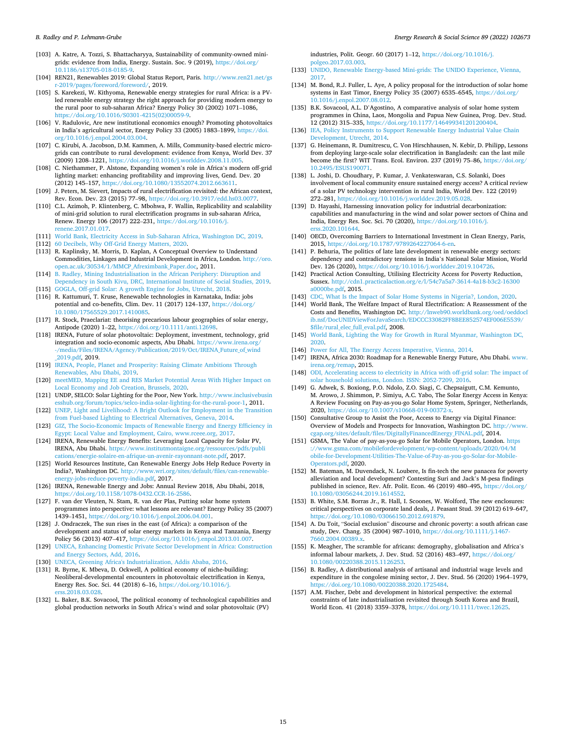[103] A. Katre, A. Tozzi, S. Bhattacharyya, Sustainability of community-owned mini-grids: evidence from India, Energy. Sustain. Soc. 9 (2019), https://doi.org/10.1186/s13705-018-0185-9.

[104] REN21, Renewables 2019: Global Status Report, Paris. http://www.ren21.net/gsr-2019/pages/foreword/foreword/, 2019.

[105] S. Karekezi, W. Kithyoma, Renewable energy strategies for rural Africa: is a PV-led renewable energy strategy the right approach for providing modern energy to the rural poor to sub-saharan Africa? Energy Policy 30 (2002) 1071–1086, https://doi.org/10.1016/S0301-4215(02)00059-9.

[106] V. Radulovic, Are new institutional economics enough? Promoting photovoltaics in India's agricultural sector, Energy Policy 33 (2005) 1883–1899, https://doi.org/10.1016/j.enpol.2004.03.004.

[107] C. Kirubi, A. Jacobson, D.M. Kammen, A. Mills, Community-based electric micro-grids can contribute to rural development: evidence from Kenya, World Dev. 37 (2009) 1208–1221, https://doi.org/10.1016/j.worlddev.2008.11.005.

[108] C. Niethammer, P. Alstone, Expanding women's role in Africa's modern off-grid lighting market: enhancing profitability and improving lives, Gend. Dev. 20 (2012) 145–157, https://doi.org/10.1080/13552074.2012.663611.

[109] J. Peters, M. Sievert, Impacts of rural electrification revisited: the African context, Rev. Econ. Dev. 23 (2015) 77–98, https://doi.org/10.3917/edd.hs03.0077.

[110] C.L. Azimoh, P. Klintenberg, C. Mbohwa, F. Wallin, Replicability and scalability of mini-grid solution to rural electrification programs in sub-saharan Africa, Renew. Energy 106 (2017) 222–231, https://doi.org/10.1016/j.renene.2017.01.017.

[111] World Bank, Electricity Access in Sub-Saharan Africa, Washington DC, 2019.

[112] 60 Decibels, Why Off-Grid Energy Matters, 2020.

[113] R. Kaplinsky, M. Morris, D. Kaplan, A Conceptual Overview to Understand Commodities, Linkages and Industrial Development in Africa, London. http://oro.open.ac.uk/30534/1/MMCP_Afreximbank_Paper.doc, 2011.

[114] B. Radley, Mining Industrialisation in the African Periphery: Disruption and Dependency in South Kivu, DRC, International Institute of Social Studies, 2019.

[115] GOGLA, Off-grid Solar: A growth Engine for Jobs, Utrecht, 2018.

[116] R. Kattumuri, T. Kruse, Renewable technologies in Karnataka, India: jobs potential and co-benefits, Clim. Dev. 11 (2017) 124–137, https://doi.org/10.1080/17565529.2017.1410085.

[117] R. Stock, Praeclariat: theorising precarious labour geographies of solar energy, Antipode (2020) 1–22, https://doi.org/10.1111/anti.12698.

[118] IRENA, Future of solar photovoltaic: Deployment, investment, technology, grid integration and socio-economic aspects, Abu Dhabi. https://www.irena.org/-/media/Files/IRENA/Agency/Publication/2019/Oct/IRENA_Future_of_wind_2019.pdf, 2019.

[119] IRENA, People, Planet and Prosperity: Raising Climate Ambitions Through Renewables, Abu Dhabi, 2019.

[120] meetMED, Mapping EE and RES Market Potential Areas With Higher Impact on Local Economy and Job Creation, Brussels, 2020.

[121] UNDP, SELCO: Solar Lighting for the Poor, New York. http://www.inclusivebusinesshub.org/forum/topics/selco-india-solar-lighting-for-the-rural-poor-1, 2011.

[122] UNEP, Light and Livelihood: A Bright Outlook for Employment in the Transition from Fuel-based Lighting to Electrical Alternatives, Geneva, 2014.

[123] GIZ, The Socio-Economic Impacts of Renewable Energy and Energy Efficiency in Egypt: Local Value and Employment, Cairo, www.rceee.org, 2017.

[124] IRENA, Renewable Energy Benefits: Leveraging Local Capacity for Solar PV, IRENA, Abu Dhabi. https://www.institutmontaigne.org/ressources/pdfs/publications/energie-solaire-en-afrique-un-avenir-rayonnant-note.pdf, 2017.

[125] World Resources Institute, Can Renewable Energy Jobs Help Reduce Poverty in India?, Washington DC. http://www.wri.org/sites/default/files/can-renewable-energy-jobs-reduce-poverty-india.pdf, 2017.

[126] IRENA, Renewable Energy and Jobs: Annual Review 2018, Abu Dhabi, 2018, https://doi.org/10.1158/1078-0432.CCR-16-2586.

[127] F. van der Vleuten, N. Stam, R. van der Plas, Putting solar home system programmes into perspective: what lessons are relevant? Energy Policy 35 (2007) 1439–1451, https://doi.org/10.1016/j.enpol.2006.04.001.

[128] J. Ondraczek, The sun rises in the east (of Africa): a comparison of the development and status of solar energy markets in Kenya and Tanzania, Energy Policy 56 (2013) 407–417, https://doi.org/10.1016/j.enpol.2013.01.007.

[129] UNECA, Enhancing Domestic Private Sector Development in Africa: Construction and Energy Sectors, Add, 2016.

[130] UNECA, Greening Africa's Industrialization, Addis Ababa, 2016.

[131] R. Byrne, K. Mbeva, D. Ockwell, A political economy of niche-building: Neoliberal-developmental encounters in photovoltaic electrification in Kenya, Energy Res. Soc. Sci. 44 (2018) 6–16, https://doi.org/10.1016/j.erss.2018.03.028.

[132] L. Baker, B.K. Sovacool, The political economy of technological capabilities and global production networks in South Africa's wind and solar photovoltaic (PV) industries, Polit. Geogr. 60 (2017) 1–12, https://doi.org/10.1016/j.polgeo.2017.03.003.

[133] UNIDO, Renewable Energy-based Mini-grids: The UNIDO Experience, Vienna, 2017.

[134] M. Bond, R.J. Fuller, L. Aye, A policy proposal for the introduction of solar home systems in East Timor, Energy Policy 35 (2007) 6535–6545, https://doi.org/10.1016/j.enpol.2007.08.012.

[135] B.K. Sovacool, A.L. D'Agostino, A comparative analysis of solar home system programmes in China, Laos, Mongolia and Papua New Guinea, Prog. Dev. Stud. 12 (2012) 315–335, https://doi.org/10.1177/146499341201200404.

[136] IEA, Policy Instruments to Support Renewable Energy Industrial Value Chain Development, Utrecht, 2014.

[137] G. Heinemann, R. Dumitrescu, C. Von Hirschhausen, N. Kebir, D. Philipp, Lessons from deploying large-scale solar electrification in Bangladesh: can the last mile become the first? WIT Trans. Ecol. Environ. 237 (2019) 75–86, https://doi.org/10.2495/ESUS190071.

[138] L. Joshi, D. Choudhary, P. Kumar, J. Venkateswaran, C.S. Solanki, Does involvement of local community ensure sustained energy access? A critical review of a solar PV technology intervention in rural India, World Dev. 122 (2019) 272–281, https://doi.org/10.1016/j.worlddev.2019.05.028.

[139] D. Hayashi, Harnessing innovation policy for industrial decarbonization: capabilities and manufacturing in the wind and solar power sectors of China and India, Energy Res. Soc. Sci. 70 (2020), https://doi.org/10.1016/j.erss.2020.101644.

[140] OECD, Overcoming Barriers to International Investment in Clean Energy, Paris, 2015, https://doi.org/10.1787/9789264227064-6-en.

[141] P. Behuria, The politics of late late development in renewable energy sectors: dependency and contradictory tensions in India's National Solar Mission, World Dev. 126 (2020), https://doi.org/10.1016/j.worlddev.2019.104726.

[142] Practical Action Consulting, Utilising Electricity Access for Poverty Reduction, Sussex. http://cdn1.practicalaction.org/e/l/54c7a5a7-3614-4a18-b3c2-16300a0000be.pdf, 2015.

[143] CDC, What Is the Impact of Solar Home Systems in Nigeria?, London, 2020.

[144] World Bank, The Welfare Impact of Rural Electrification: A Reassessment of the Costs and Benefits, Washington DC. http://lnweb90.worldbank.org/oed/oeddoclib.nsf/DocUNIDViewForJavaSearch/EDCCC33082FF8BEE852574EF006E5539/$file/rural_elec_full_eval.pdf, 2008.

[145] World Bank, Lighting the Way for Growth in Rural Myanmar, Washington DC, 2020.

[146] Power for All, The Energy Access Imperative, Vienna, 2014.

[147] IRENA, Africa 2030: Roadmap for a Renewable Energy Future, Abu Dhabi. www.irena.org/remap, 2015.

[148] ODI, Accelerating access to electricity in Africa with off-grid solar: The impact of solar household solutions, London. ISSN: 2052-7209, 2016.

[149] G. Adwek, S. Boxiong, P.O. Ndolo, Z.O. Siagi, C. Chepsaigutt, C.M. Kemunto, M. Arowo, J. Shimmon, P. Simiyu, A.C. Yabo, The Solar Energy Access in Kenya: A Review Focusing on Pay-as-you-go Solar Home System, Springer, Netherlands, 2020, https://doi.org/10.1007/s10668-019-00372-x.

[150] Consultative Group to Assist the Poor, Access to Energy via Digital Finance: Overview of Models and Prospects for Innovation, Washington DC. http://www.cgap.org/sites/default/files/DigitallyFinancedEnergy_FINAL.pdf, 2014.

[151] GSMA, The Value of pay-as-you-go Solar for Mobile Operators, London. https://www.gsma.com/mobilefordevelopment/wp-content/uploads/2020/04/Mobile-for-Development-Utilities-The-Value-of-Pay-as-you-go-Solar-for-Mobile-Operators.pdf, 2020.

[152] M. Bateman, M. Duvendack, N. Loubere, Is fin-tech the new panacea for poverty alleviation and local development? Contesting Suri and Jack's M-pesa findings published in science, Rev. Afr. Polit. Econ. 46 (2019) 480–495, https://doi.org/10.1080/03056244.2019.1614552.

[153] B. White, S.M. Borras Jr., R. Hall, I. Scoones, W. Wolford, The new enclosures: critical perspectives on corporate land deals, J. Peasant Stud. 39 (2012) 619–647, https://doi.org/10.1080/03066150.2012.691879.

[154] A. Du Toit, "Social exclusion" discourse and chronic poverty: a south african case study, Dev. Chang. 35 (2004) 987–1010, https://doi.org/10.1111/j.1467-7660.2004.00389.x.

[155] K. Meagher, The scramble for africans: demography, globalisation and Africa's informal labour markets, J. Dev. Stud. 52 (2016) 483–497, https://doi.org/10.1080/00220388.2015.1126253.

[156] B. Radley, A distributional analysis of artisanal and industrial wage levels and expenditure in the congolese mining sector, J. Dev. Stud. 56 (2020) 1964–1979, https://doi.org/10.1080/00220388.2020.1725484.

[157] A.M. Fischer, Debt and development in historical perspective: the external constraints of late industrialisation revisited through South Korea and Brazil, World Econ. 41 (2018) 3359–3378, https://doi.org/10.1111/twec.12625.